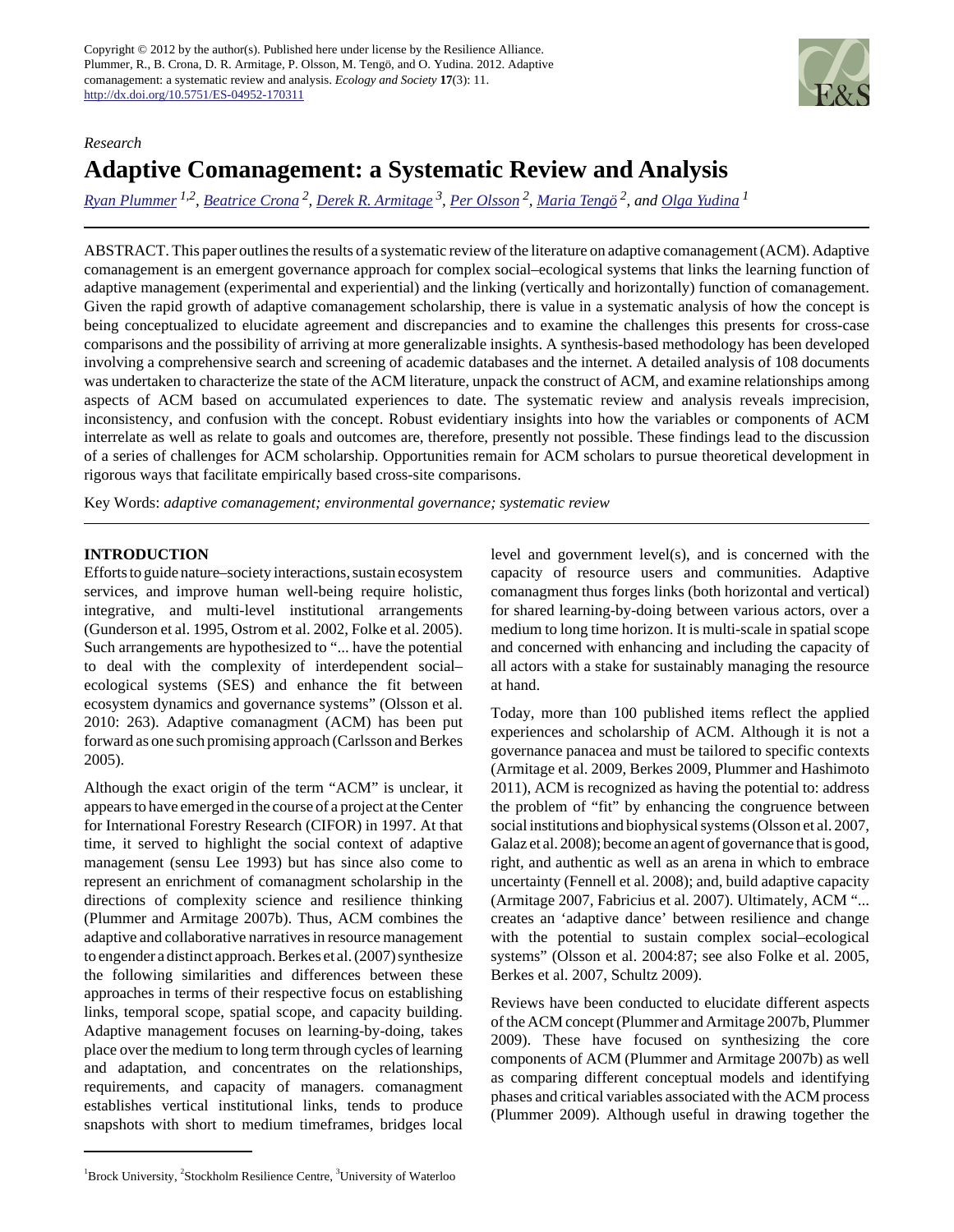Copyright © 2012 by the author(s). Published here under license by the Resilience Alliance.
Plummer, R., B. Crona, D. R. Armitage, P. Olsson, M. Tengö, and O. Yudina. 2012. Adaptive comanagement: a systematic review and analysis. *Ecology and Society* **17**(3): 11.
http://dx.doi.org/10.5751/ES-04952-170311

*Research*

# Adaptive Comanagement: a Systematic Review and Analysis

Ryan Plummer [1,2], Beatrice Crona [2], Derek R. Armitage [3], Per Olsson [2], Maria Tengö [2], and Olga Yudina [1]

ABSTRACT. This paper outlines the results of a systematic review of the literature on adaptive comanagement (ACM). Adaptive comanagement is an emergent governance approach for complex social–ecological systems that links the learning function of adaptive management (experimental and experiential) and the linking (vertically and horizontally) function of comanagement. Given the rapid growth of adaptive comanagement scholarship, there is value in a systematic analysis of how the concept is being conceptualized to elucidate agreement and discrepancies and to examine the challenges this presents for cross-case comparisons and the possibility of arriving at more generalizable insights. A synthesis-based methodology has been developed involving a comprehensive search and screening of academic databases and the internet. A detailed analysis of 108 documents was undertaken to characterize the state of the ACM literature, unpack the construct of ACM, and examine relationships among aspects of ACM based on accumulated experiences to date. The systematic review and analysis reveals imprecision, inconsistency, and confusion with the concept. Robust evidentiary insights into how the variables or components of ACM interrelate as well as relate to goals and outcomes are, therefore, presently not possible. These findings lead to the discussion of a series of challenges for ACM scholarship. Opportunities remain for ACM scholars to pursue theoretical development in rigorous ways that facilitate empirically based cross-site comparisons.

Key Words: *adaptive comanagement; environmental governance; systematic review*

## INTRODUCTION

Efforts to guide nature–society interactions, sustain ecosystem services, and improve human well-being require holistic, integrative, and multi-level institutional arrangements (Gunderson et al. 1995, Ostrom et al. 2002, Folke et al. 2005). Such arrangements are hypothesized to "... have the potential to deal with the complexity of interdependent social–ecological systems (SES) and enhance the fit between ecosystem dynamics and governance systems" (Olsson et al. 2010: 263). Adaptive comanagment (ACM) has been put forward as one such promising approach (Carlsson and Berkes 2005).

Although the exact origin of the term "ACM" is unclear, it appears to have emerged in the course of a project at the Center for International Forestry Research (CIFOR) in 1997. At that time, it served to highlight the social context of adaptive management (sensu Lee 1993) but has since also come to represent an enrichment of comanagment scholarship in the directions of complexity science and resilience thinking (Plummer and Armitage 2007b). Thus, ACM combines the adaptive and collaborative narratives in resource management to engender a distinct approach. Berkes et al. (2007) synthesize the following similarities and differences between these approaches in terms of their respective focus on establishing links, temporal scope, spatial scope, and capacity building. Adaptive management focuses on learning-by-doing, takes place over the medium to long term through cycles of learning and adaptation, and concentrates on the relationships, requirements, and capacity of managers. comanagement establishes vertical institutional links, tends to produce snapshots with short to medium timeframes, bridges local level and government level(s), and is concerned with the capacity of resource users and communities. Adaptive comanagment thus forges links (both horizontal and vertical) for shared learning-by-doing between various actors, over a medium to long time horizon. It is multi-scale in spatial scope and concerned with enhancing and including the capacity of all actors with a stake for sustainably managing the resource at hand.

Today, more than 100 published items reflect the applied experiences and scholarship of ACM. Although it is not a governance panacea and must be tailored to specific contexts (Armitage et al. 2009, Berkes 2009, Plummer and Hashimoto 2011), ACM is recognized as having the potential to: address the problem of "fit" by enhancing the congruence between social institutions and biophysical systems (Olsson et al. 2007, Galaz et al. 2008); become an agent of governance that is good, right, and authentic as well as an arena in which to embrace uncertainty (Fennell et al. 2008); and, build adaptive capacity (Armitage 2007, Fabricius et al. 2007). Ultimately, ACM "... creates an 'adaptive dance' between resilience and change with the potential to sustain complex social–ecological systems" (Olsson et al. 2004:87; see also Folke et al. 2005, Berkes et al. 2007, Schultz 2009).

Reviews have been conducted to elucidate different aspects of the ACM concept (Plummer and Armitage 2007b, Plummer 2009). These have focused on synthesizing the core components of ACM (Plummer and Armitage 2007b) as well as comparing different conceptual models and identifying phases and critical variables associated with the ACM process (Plummer 2009). Although useful in drawing together the

[1]Brock University, [2]Stockholm Resilience Centre, [3]University of Waterloo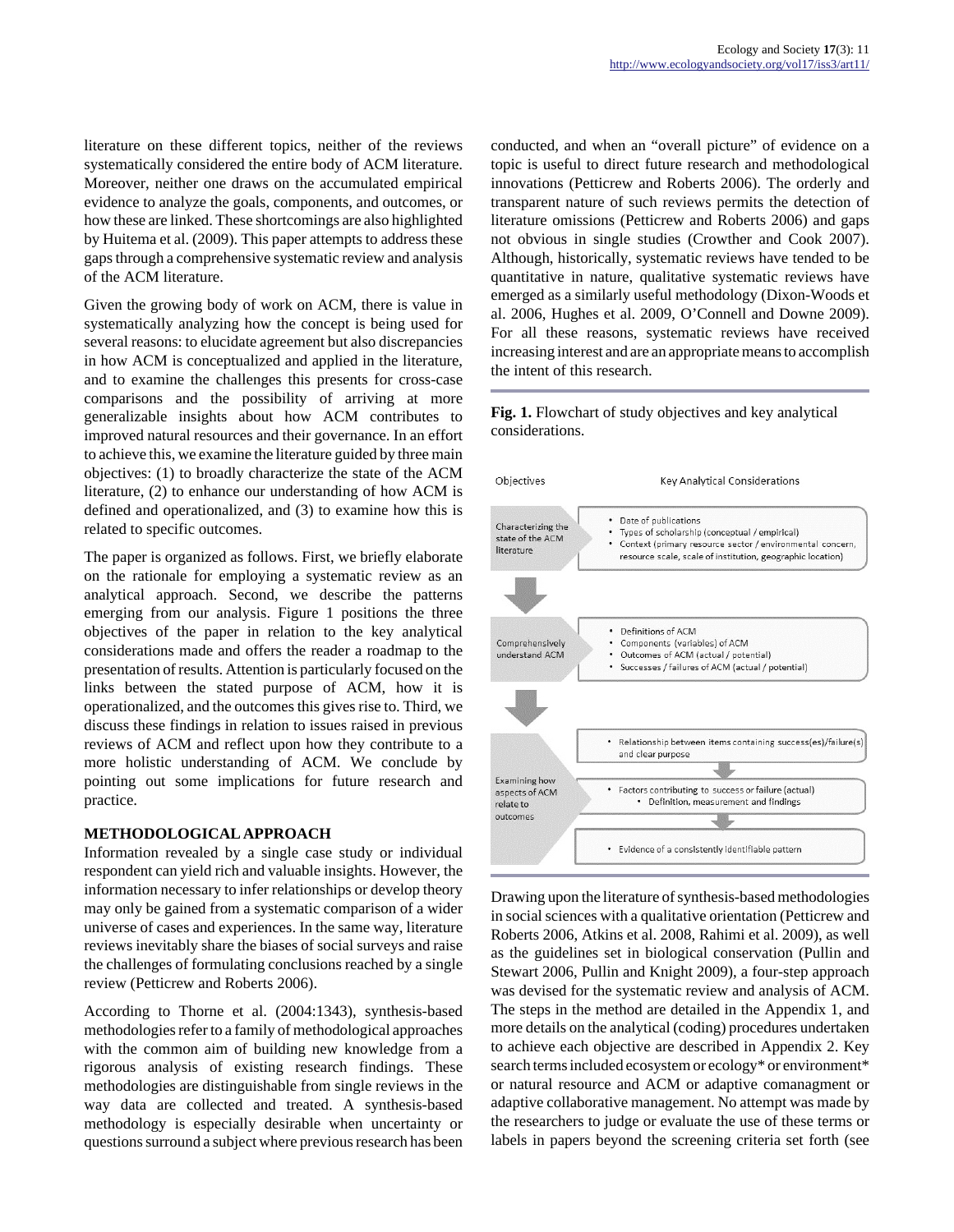literature on these different topics, neither of the reviews systematically considered the entire body of ACM literature. Moreover, neither one draws on the accumulated empirical evidence to analyze the goals, components, and outcomes, or how these are linked. These shortcomings are also highlighted by Huitema et al. (2009). This paper attempts to address these gaps through a comprehensive systematic review and analysis of the ACM literature.

Given the growing body of work on ACM, there is value in systematically analyzing how the concept is being used for several reasons: to elucidate agreement but also discrepancies in how ACM is conceptualized and applied in the literature, and to examine the challenges this presents for cross-case comparisons and the possibility of arriving at more generalizable insights about how ACM contributes to improved natural resources and their governance. In an effort to achieve this, we examine the literature guided by three main objectives: (1) to broadly characterize the state of the ACM literature, (2) to enhance our understanding of how ACM is defined and operationalized, and (3) to examine how this is related to specific outcomes.

The paper is organized as follows. First, we briefly elaborate on the rationale for employing a systematic review as an analytical approach. Second, we describe the patterns emerging from our analysis. Figure 1 positions the three objectives of the paper in relation to the key analytical considerations made and offers the reader a roadmap to the presentation of results. Attention is particularly focused on the links between the stated purpose of ACM, how it is operationalized, and the outcomes this gives rise to. Third, we discuss these findings in relation to issues raised in previous reviews of ACM and reflect upon how they contribute to a more holistic understanding of ACM. We conclude by pointing out some implications for future research and practice.

## METHODOLOGICAL APPROACH

Information revealed by a single case study or individual respondent can yield rich and valuable insights. However, the information necessary to infer relationships or develop theory may only be gained from a systematic comparison of a wider universe of cases and experiences. In the same way, literature reviews inevitably share the biases of social surveys and raise the challenges of formulating conclusions reached by a single review (Petticrew and Roberts 2006).

According to Thorne et al. (2004:1343), synthesis-based methodologies refer to a family of methodological approaches with the common aim of building new knowledge from a rigorous analysis of existing research findings. These methodologies are distinguishable from single reviews in the way data are collected and treated. A synthesis-based methodology is especially desirable when uncertainty or questions surround a subject where previous research has been conducted, and when an "overall picture" of evidence on a topic is useful to direct future research and methodological innovations (Petticrew and Roberts 2006). The orderly and transparent nature of such reviews permits the detection of literature omissions (Petticrew and Roberts 2006) and gaps not obvious in single studies (Crowther and Cook 2007). Although, historically, systematic reviews have tended to be quantitative in nature, qualitative systematic reviews have emerged as a similarly useful methodology (Dixon-Woods et al. 2006, Hughes et al. 2009, O'Connell and Downe 2009). For all these reasons, systematic reviews have received increasing interest and are an appropriate means to accomplish the intent of this research.

**Fig. 1.** Flowchart of study objectives and key analytical considerations.

| Objectives | Key Analytical Considerations |
|---|---|
| Characterizing the state of the ACM literature | • Date of publications<br>• Types of scholarship (conceptual / empirical)<br>• Context (primary resource sector / environmental concern, resource scale, scale of institution, geographic location) |
| Comprehensively understand ACM | • Definitions of ACM<br>• Components (variables) of ACM<br>• Outcomes of ACM (actual / potential)<br>• Successes / failures of ACM (actual / potential) |
| Examining how aspects of ACM relate to outcomes | • Relationship between items containing success(es)/failure(s) and clear purpose<br>• Factors contributing to success or failure (actual)<br>  • Definition, measurement and findings<br>• Evidence of a consistently identifiable pattern |

Drawing upon the literature of synthesis-based methodologies in social sciences with a qualitative orientation (Petticrew and Roberts 2006, Atkins et al. 2008, Rahimi et al. 2009), as well as the guidelines set in biological conservation (Pullin and Stewart 2006, Pullin and Knight 2009), a four-step approach was devised for the systematic review and analysis of ACM. The steps in the method are detailed in the Appendix 1, and more details on the analytical (coding) procedures undertaken to achieve each objective are described in Appendix 2. Key search terms included ecosystem or ecology* or environment* or natural resource and ACM or adaptive comanagement or adaptive collaborative management. No attempt was made by the researchers to judge or evaluate the use of these terms or labels in papers beyond the screening criteria set forth (see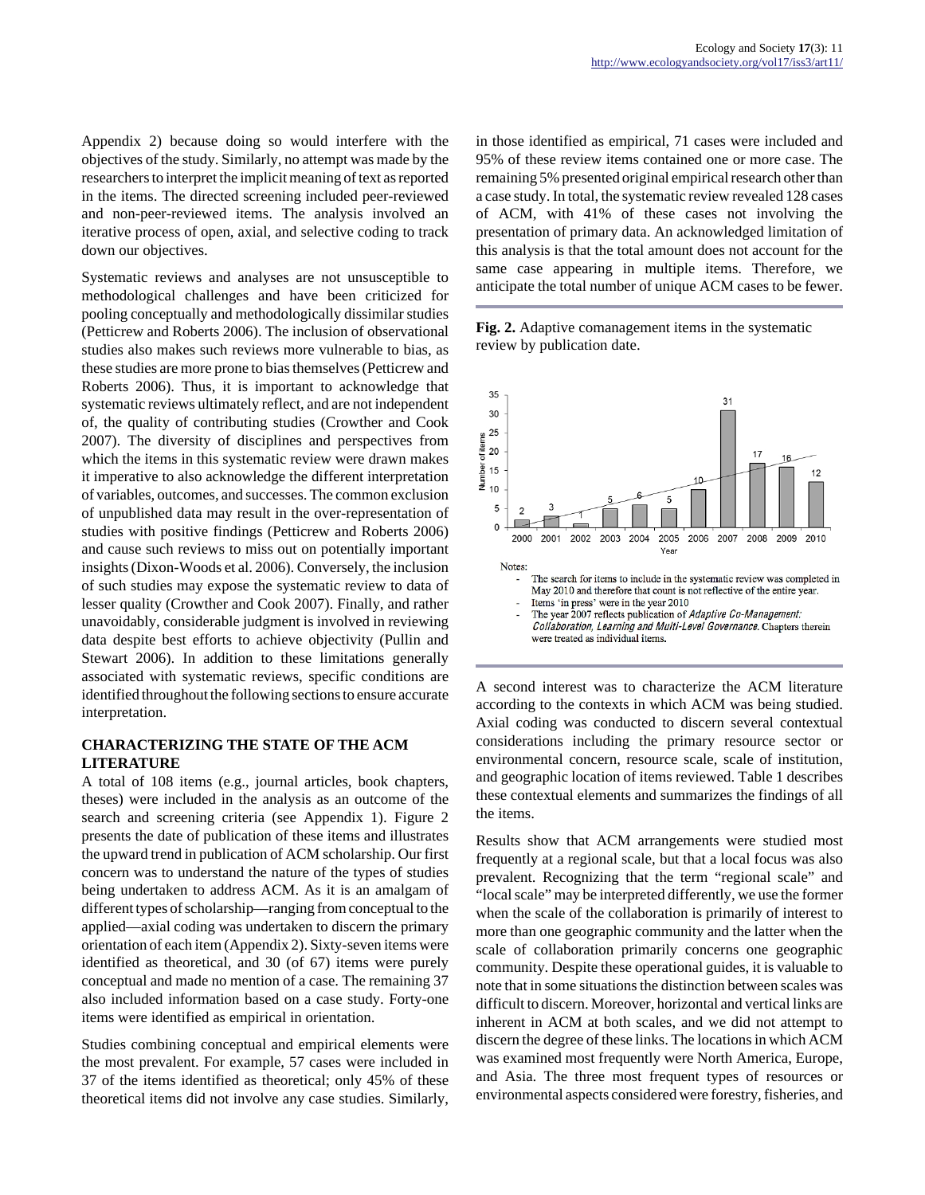Appendix 2) because doing so would interfere with the objectives of the study. Similarly, no attempt was made by the researchers to interpret the implicit meaning of text as reported in the items. The directed screening included peer-reviewed and non-peer-reviewed items. The analysis involved an iterative process of open, axial, and selective coding to track down our objectives.

Systematic reviews and analyses are not unsusceptible to methodological challenges and have been criticized for pooling conceptually and methodologically dissimilar studies (Petticrew and Roberts 2006). The inclusion of observational studies also makes such reviews more vulnerable to bias, as these studies are more prone to bias themselves (Petticrew and Roberts 2006). Thus, it is important to acknowledge that systematic reviews ultimately reflect, and are not independent of, the quality of contributing studies (Crowther and Cook 2007). The diversity of disciplines and perspectives from which the items in this systematic review were drawn makes it imperative to also acknowledge the different interpretation of variables, outcomes, and successes. The common exclusion of unpublished data may result in the over-representation of studies with positive findings (Petticrew and Roberts 2006) and cause such reviews to miss out on potentially important insights (Dixon-Woods et al. 2006). Conversely, the inclusion of such studies may expose the systematic review to data of lesser quality (Crowther and Cook 2007). Finally, and rather unavoidably, considerable judgment is involved in reviewing data despite best efforts to achieve objectivity (Pullin and Stewart 2006). In addition to these limitations generally associated with systematic reviews, specific conditions are identified throughout the following sections to ensure accurate interpretation.

## CHARACTERIZING THE STATE OF THE ACM LITERATURE

A total of 108 items (e.g., journal articles, book chapters, theses) were included in the analysis as an outcome of the search and screening criteria (see Appendix 1). Figure 2 presents the date of publication of these items and illustrates the upward trend in publication of ACM scholarship. Our first concern was to understand the nature of the types of studies being undertaken to address ACM. As it is an amalgam of different types of scholarship—ranging from conceptual to the applied—axial coding was undertaken to discern the primary orientation of each item (Appendix 2). Sixty-seven items were identified as theoretical, and 30 (of 67) items were purely conceptual and made no mention of a case. The remaining 37 also included information based on a case study. Forty-one items were identified as empirical in orientation.

Studies combining conceptual and empirical elements were the most prevalent. For example, 57 cases were included in 37 of the items identified as theoretical; only 45% of these theoretical items did not involve any case studies. Similarly, in those identified as empirical, 71 cases were included and 95% of these review items contained one or more case. The remaining 5% presented original empirical research other than a case study. In total, the systematic review revealed 128 cases of ACM, with 41% of these cases not involving the presentation of primary data. An acknowledged limitation of this analysis is that the total amount does not account for the same case appearing in multiple items. Therefore, we anticipate the total number of unique ACM cases to be fewer.

**Fig. 2.** Adaptive comanagement items in the systematic review by publication date.

| Year | Number of items |
|---|---|
| 2000 | 2 |
| 2001 | 3 |
| 2002 | 1 |
| 2003 | 5 |
| 2004 | 6 |
| 2005 | 5 |
| 2006 | 10 |
| 2007 | 31 |
| 2008 | 17 |
| 2009 | 16 |
| 2010 | 12 |

Notes:
- The search for items to include in the systematic review was completed in May 2010 and therefore that count is not reflective of the entire year.
- Items 'in press' were in the year 2010
- The year 2007 reflects publication of *Adaptive Co-Management: Collaboration, Learning and Multi-Level Governance*. Chapters therein were treated as individual items.

A second interest was to characterize the ACM literature according to the contexts in which ACM was being studied. Axial coding was conducted to discern several contextual considerations including the primary resource sector or environmental concern, resource scale, scale of institution, and geographic location of items reviewed. Table 1 describes these contextual elements and summarizes the findings of all the items.

Results show that ACM arrangements were studied most frequently at a regional scale, but that a local focus was also prevalent. Recognizing that the term "regional scale" and "local scale" may be interpreted differently, we use the former when the scale of the collaboration is primarily of interest to more than one geographic community and the latter when the scale of collaboration primarily concerns one geographic community. Despite these operational guides, it is valuable to note that in some situations the distinction between scales was difficult to discern. Moreover, horizontal and vertical links are inherent in ACM at both scales, and we did not attempt to discern the degree of these links. The locations in which ACM was examined most frequently were North America, Europe, and Asia. The three most frequent types of resources or environmental aspects considered were forestry, fisheries, and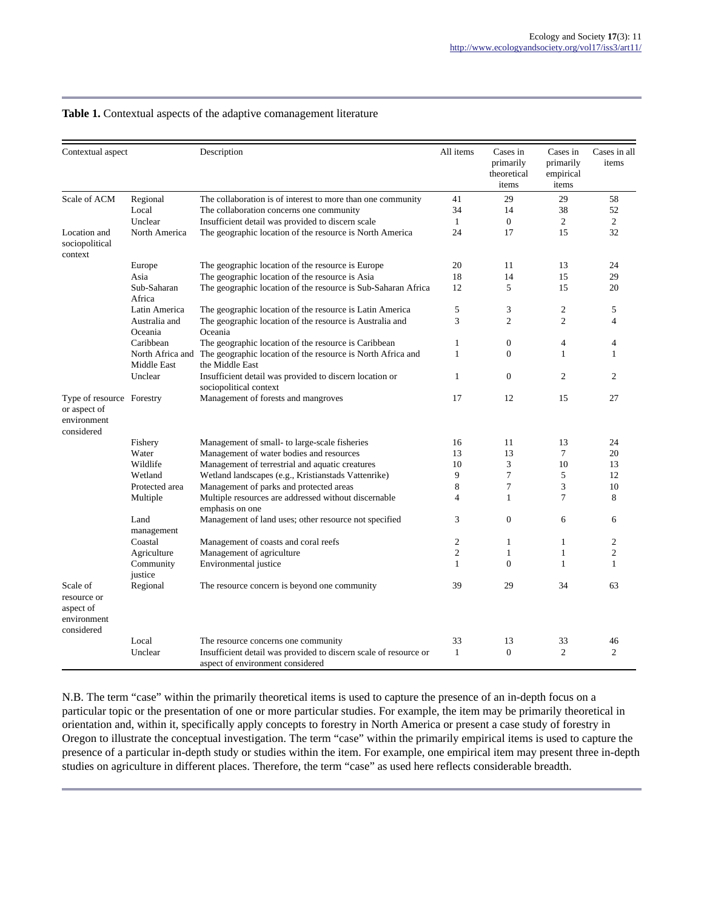**Table 1.** Contextual aspects of the adaptive comanagement literature

| Contextual aspect | | Description | All items | Cases in primarily theoretical items | Cases in primarily empirical items | Cases in all items |
|---|---|---|---|---|---|---|
| Scale of ACM | Regional | The collaboration is of interest to more than one community | 41 | 29 | 29 | 58 |
| | Local | The collaboration concerns one community | 34 | 14 | 38 | 52 |
| | Unclear | Insufficient detail was provided to discern scale | 1 | 0 | 2 | 2 |
| Location and sociopolitical context | North America | The geographic location of the resource is North America | 24 | 17 | 15 | 32 |
| | Europe | The geographic location of the resource is Europe | 20 | 11 | 13 | 24 |
| | Asia | The geographic location of the resource is Asia | 18 | 14 | 15 | 29 |
| | Sub-Saharan Africa | The geographic location of the resource is Sub-Saharan Africa | 12 | 5 | 15 | 20 |
| | Latin America | The geographic location of the resource is Latin America | 5 | 3 | 2 | 5 |
| | Australia and Oceania | The geographic location of the resource is Australia and Oceania | 3 | 2 | 2 | 4 |
| | Caribbean | The geographic location of the resource is Caribbean | 1 | 0 | 4 | 4 |
| | North Africa and Middle East | The geographic location of the resource is North Africa and the Middle East | 1 | 0 | 1 | 1 |
| | Unclear | Insufficient detail was provided to discern location or sociopolitical context | 1 | 0 | 2 | 2 |
| Type of resource or aspect of environment considered | Forestry | Management of forests and mangroves | 17 | 12 | 15 | 27 |
| | Fishery | Management of small- to large-scale fisheries | 16 | 11 | 13 | 24 |
| | Water | Management of water bodies and resources | 13 | 13 | 7 | 20 |
| | Wildlife | Management of terrestrial and aquatic creatures | 10 | 3 | 10 | 13 |
| | Wetland | Wetland landscapes (e.g., Kristianstads Vattenrike) | 9 | 7 | 5 | 12 |
| | Protected area | Management of parks and protected areas | 8 | 7 | 3 | 10 |
| | Multiple | Multiple resources are addressed without discernable emphasis on one | 4 | 1 | 7 | 8 |
| | Land management | Management of land uses; other resource not specified | 3 | 0 | 6 | 6 |
| | Coastal | Management of coasts and coral reefs | 2 | 1 | 1 | 2 |
| | Agriculture | Management of agriculture | 2 | 1 | 1 | 2 |
| | Community justice | Environmental justice | 1 | 0 | 1 | 1 |
| Scale of resource or aspect of environment considered | Regional | The resource concern is beyond one community | 39 | 29 | 34 | 63 |
| | Local | The resource concerns one community | 33 | 13 | 33 | 46 |
| | Unclear | Insufficient detail was provided to discern scale of resource or aspect of environment considered | 1 | 0 | 2 | 2 |

N.B. The term "case" within the primarily theoretical items is used to capture the presence of an in-depth focus on a particular topic or the presentation of one or more particular studies. For example, the item may be primarily theoretical in orientation and, within it, specifically apply concepts to forestry in North America or present a case study of forestry in Oregon to illustrate the conceptual investigation. The term "case" within the primarily empirical items is used to capture the presence of a particular in-depth study or studies within the item. For example, one empirical item may present three in-depth studies on agriculture in different places. Therefore, the term "case" as used here reflects considerable breadth.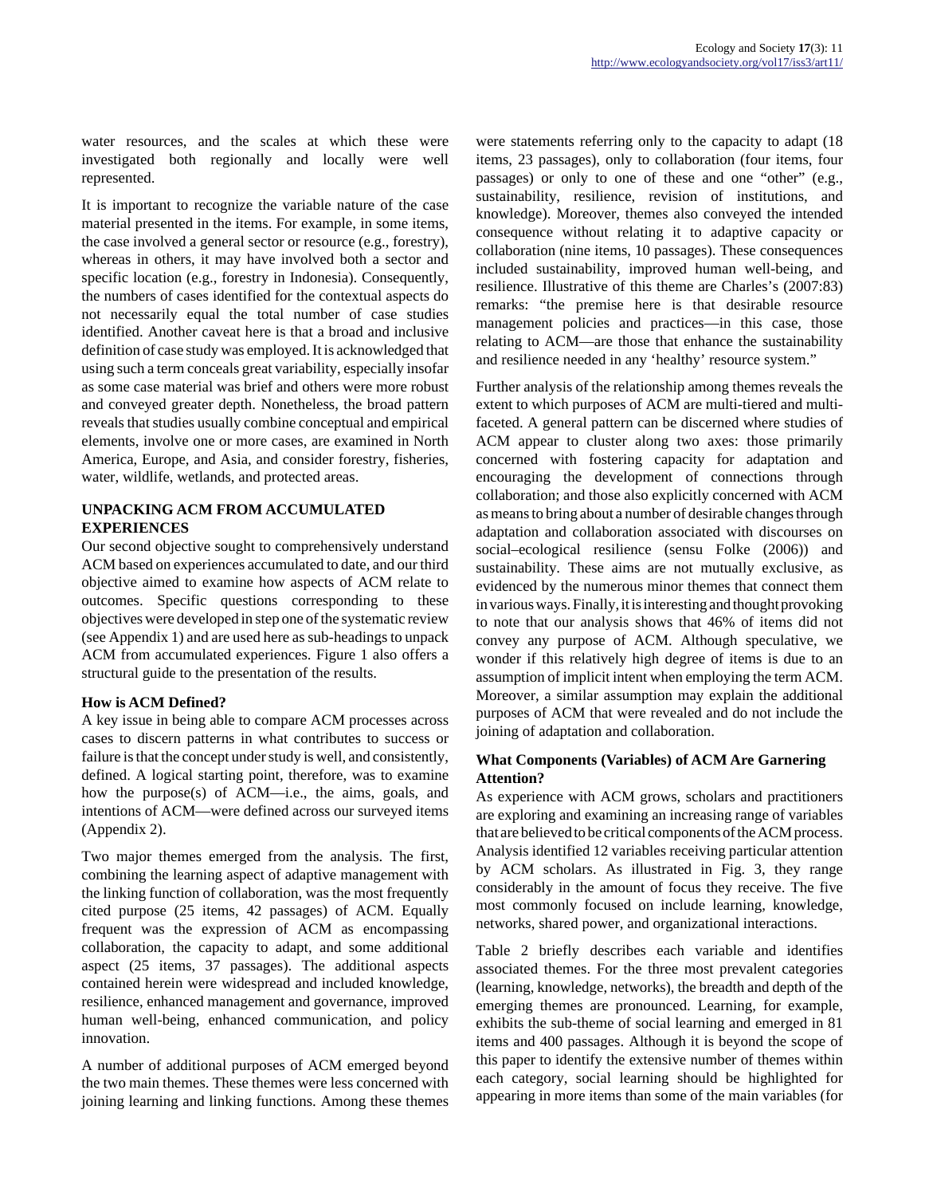water resources, and the scales at which these were investigated both regionally and locally were well represented.

It is important to recognize the variable nature of the case material presented in the items. For example, in some items, the case involved a general sector or resource (e.g., forestry), whereas in others, it may have involved both a sector and specific location (e.g., forestry in Indonesia). Consequently, the numbers of cases identified for the contextual aspects do not necessarily equal the total number of case studies identified. Another caveat here is that a broad and inclusive definition of case study was employed. It is acknowledged that using such a term conceals great variability, especially insofar as some case material was brief and others were more robust and conveyed greater depth. Nonetheless, the broad pattern reveals that studies usually combine conceptual and empirical elements, involve one or more cases, are examined in North America, Europe, and Asia, and consider forestry, fisheries, water, wildlife, wetlands, and protected areas.

## UNPACKING ACM FROM ACCUMULATED EXPERIENCES

Our second objective sought to comprehensively understand ACM based on experiences accumulated to date, and our third objective aimed to examine how aspects of ACM relate to outcomes. Specific questions corresponding to these objectives were developed in step one of the systematic review (see Appendix 1) and are used here as sub-headings to unpack ACM from accumulated experiences. Figure 1 also offers a structural guide to the presentation of the results.

### How is ACM Defined?

A key issue in being able to compare ACM processes across cases to discern patterns in what contributes to success or failure is that the concept under study is well, and consistently, defined. A logical starting point, therefore, was to examine how the purpose(s) of ACM—i.e., the aims, goals, and intentions of ACM—were defined across our surveyed items (Appendix 2).

Two major themes emerged from the analysis. The first, combining the learning aspect of adaptive management with the linking function of collaboration, was the most frequently cited purpose (25 items, 42 passages) of ACM. Equally frequent was the expression of ACM as encompassing collaboration, the capacity to adapt, and some additional aspect (25 items, 37 passages). The additional aspects contained herein were widespread and included knowledge, resilience, enhanced management and governance, improved human well-being, enhanced communication, and policy innovation.

A number of additional purposes of ACM emerged beyond the two main themes. These themes were less concerned with joining learning and linking functions. Among these themes were statements referring only to the capacity to adapt (18 items, 23 passages), only to collaboration (four items, four passages) or only to one of these and one "other" (e.g., sustainability, resilience, revision of institutions, and knowledge). Moreover, themes also conveyed the intended consequence without relating it to adaptive capacity or collaboration (nine items, 10 passages). These consequences included sustainability, improved human well-being, and resilience. Illustrative of this theme are Charles's (2007:83) remarks: "the premise here is that desirable resource management policies and practices—in this case, those relating to ACM—are those that enhance the sustainability and resilience needed in any 'healthy' resource system."

Further analysis of the relationship among themes reveals the extent to which purposes of ACM are multi-tiered and multi-faceted. A general pattern can be discerned where studies of ACM appear to cluster along two axes: those primarily concerned with fostering capacity for adaptation and encouraging the development of connections through collaboration; and those also explicitly concerned with ACM as means to bring about a number of desirable changes through adaptation and collaboration associated with discourses on social–ecological resilience (sensu Folke (2006)) and sustainability. These aims are not mutually exclusive, as evidenced by the numerous minor themes that connect them in various ways. Finally, it is interesting and thought provoking to note that our analysis shows that 46% of items did not convey any purpose of ACM. Although speculative, we wonder if this relatively high degree of items is due to an assumption of implicit intent when employing the term ACM. Moreover, a similar assumption may explain the additional purposes of ACM that were revealed and do not include the joining of adaptation and collaboration.

### What Components (Variables) of ACM Are Garnering Attention?

As experience with ACM grows, scholars and practitioners are exploring and examining an increasing range of variables that are believed to be critical components of the ACM process. Analysis identified 12 variables receiving particular attention by ACM scholars. As illustrated in Fig. 3, they range considerably in the amount of focus they receive. The five most commonly focused on include learning, knowledge, networks, shared power, and organizational interactions.

Table 2 briefly describes each variable and identifies associated themes. For the three most prevalent categories (learning, knowledge, networks), the breadth and depth of the emerging themes are pronounced. Learning, for example, exhibits the sub-theme of social learning and emerged in 81 items and 400 passages. Although it is beyond the scope of this paper to identify the extensive number of themes within each category, social learning should be highlighted for appearing in more items than some of the main variables (for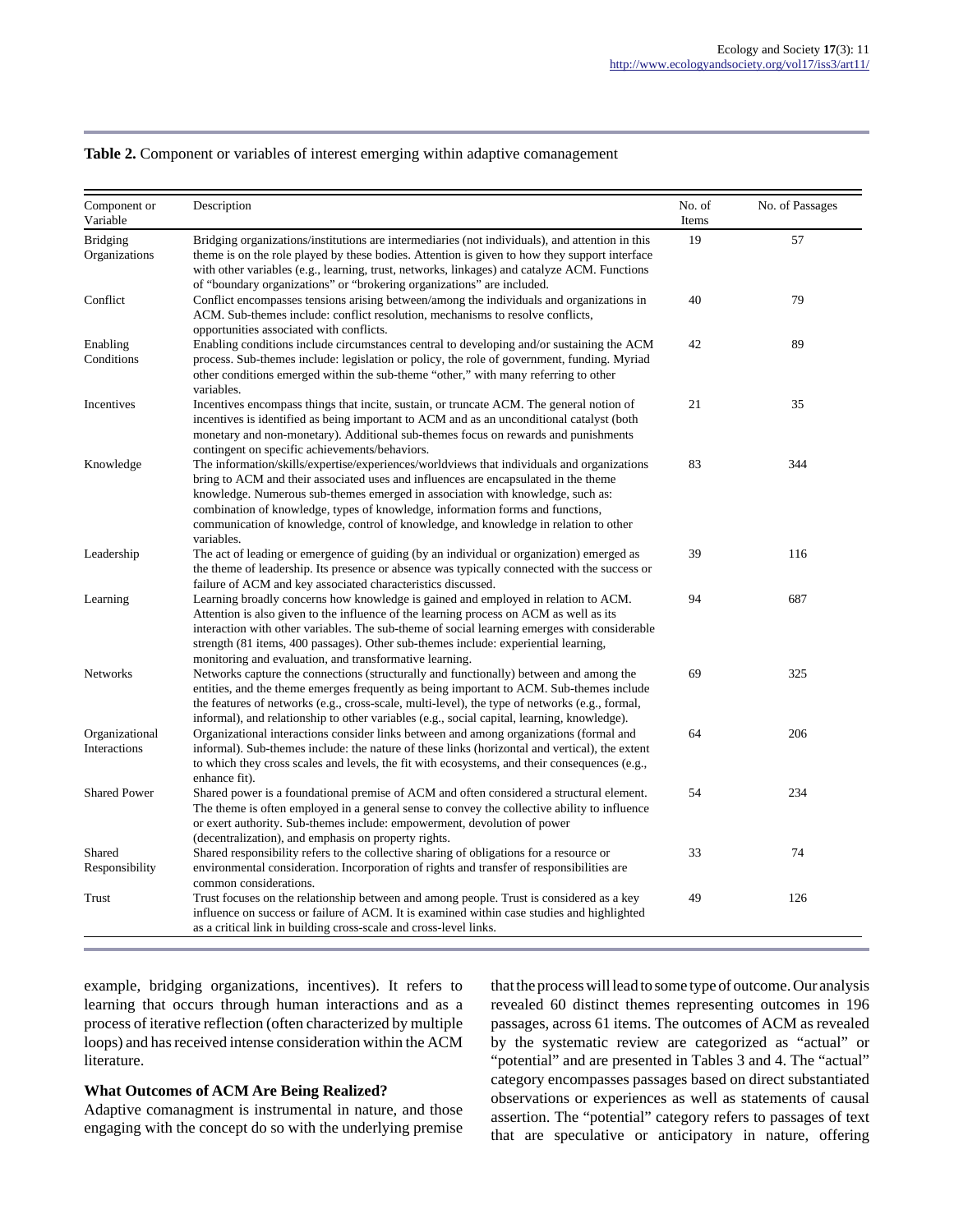**Table 2.** Component or variables of interest emerging within adaptive comanagement

| Component or Variable | Description | No. of Items | No. of Passages |
|---|---|---|---|
| Bridging Organizations | Bridging organizations/institutions are intermediaries (not individuals), and attention in this theme is on the role played by these bodies. Attention is given to how they support interface with other variables (e.g., learning, trust, networks, linkages) and catalyze ACM. Functions of "boundary organizations" or "brokering organizations" are included. | 19 | 57 |
| Conflict | Conflict encompasses tensions arising between/among the individuals and organizations in ACM. Sub-themes include: conflict resolution, mechanisms to resolve conflicts, opportunities associated with conflicts. | 40 | 79 |
| Enabling Conditions | Enabling conditions include circumstances central to developing and/or sustaining the ACM process. Sub-themes include: legislation or policy, the role of government, funding. Myriad other conditions emerged within the sub-theme "other," with many referring to other variables. | 42 | 89 |
| Incentives | Incentives encompass things that incite, sustain, or truncate ACM. The general notion of incentives is identified as being important to ACM and as an unconditional catalyst (both monetary and non-monetary). Additional sub-themes focus on rewards and punishments contingent on specific achievements/behaviors. | 21 | 35 |
| Knowledge | The information/skills/expertise/experiences/worldviews that individuals and organizations bring to ACM and their associated uses and influences are encapsulated in the theme knowledge. Numerous sub-themes emerged in association with knowledge, such as: combination of knowledge, types of knowledge, information forms and functions, communication of knowledge, control of knowledge, and knowledge in relation to other variables. | 83 | 344 |
| Leadership | The act of leading or emergence of guiding (by an individual or organization) emerged as the theme of leadership. Its presence or absence was typically connected with the success or failure of ACM and key associated characteristics discussed. | 39 | 116 |
| Learning | Learning broadly concerns how knowledge is gained and employed in relation to ACM. Attention is also given to the influence of the learning process on ACM as well as its interaction with other variables. The sub-theme of social learning emerges with considerable strength (81 items, 400 passages). Other sub-themes include: experiential learning, monitoring and evaluation, and transformative learning. | 94 | 687 |
| Networks | Networks capture the connections (structurally and functionally) between and among the entities, and the theme emerges frequently as being important to ACM. Sub-themes include the features of networks (e.g., cross-scale, multi-level), the type of networks (e.g., formal, informal), and relationship to other variables (e.g., social capital, learning, knowledge). | 69 | 325 |
| Organizational Interactions | Organizational interactions consider links between and among organizations (formal and informal). Sub-themes include: the nature of these links (horizontal and vertical), the extent to which they cross scales and levels, the fit with ecosystems, and their consequences (e.g., enhance fit). | 64 | 206 |
| Shared Power | Shared power is a foundational premise of ACM and often considered a structural element. The theme is often employed in a general sense to convey the collective ability to influence or exert authority. Sub-themes include: empowerment, devolution of power (decentralization), and emphasis on property rights. | 54 | 234 |
| Shared Responsibility | Shared responsibility refers to the collective sharing of obligations for a resource or environmental consideration. Incorporation of rights and transfer of responsibilities are common considerations. | 33 | 74 |
| Trust | Trust focuses on the relationship between and among people. Trust is considered as a key influence on success or failure of ACM. It is examined within case studies and highlighted as a critical link in building cross-scale and cross-level links. | 49 | 126 |

example, bridging organizations, incentives). It refers to learning that occurs through human interactions and as a process of iterative reflection (often characterized by multiple loops) and has received intense consideration within the ACM literature.

### What Outcomes of ACM Are Being Realized?

Adaptive comanagment is instrumental in nature, and those engaging with the concept do so with the underlying premise that the process will lead to some type of outcome. Our analysis revealed 60 distinct themes representing outcomes in 196 passages, across 61 items. The outcomes of ACM as revealed by the systematic review are categorized as "actual" or "potential" and are presented in Tables 3 and 4. The "actual" category encompasses passages based on direct substantiated observations or experiences as well as statements of causal assertion. The "potential" category refers to passages of text that are speculative or anticipatory in nature, offering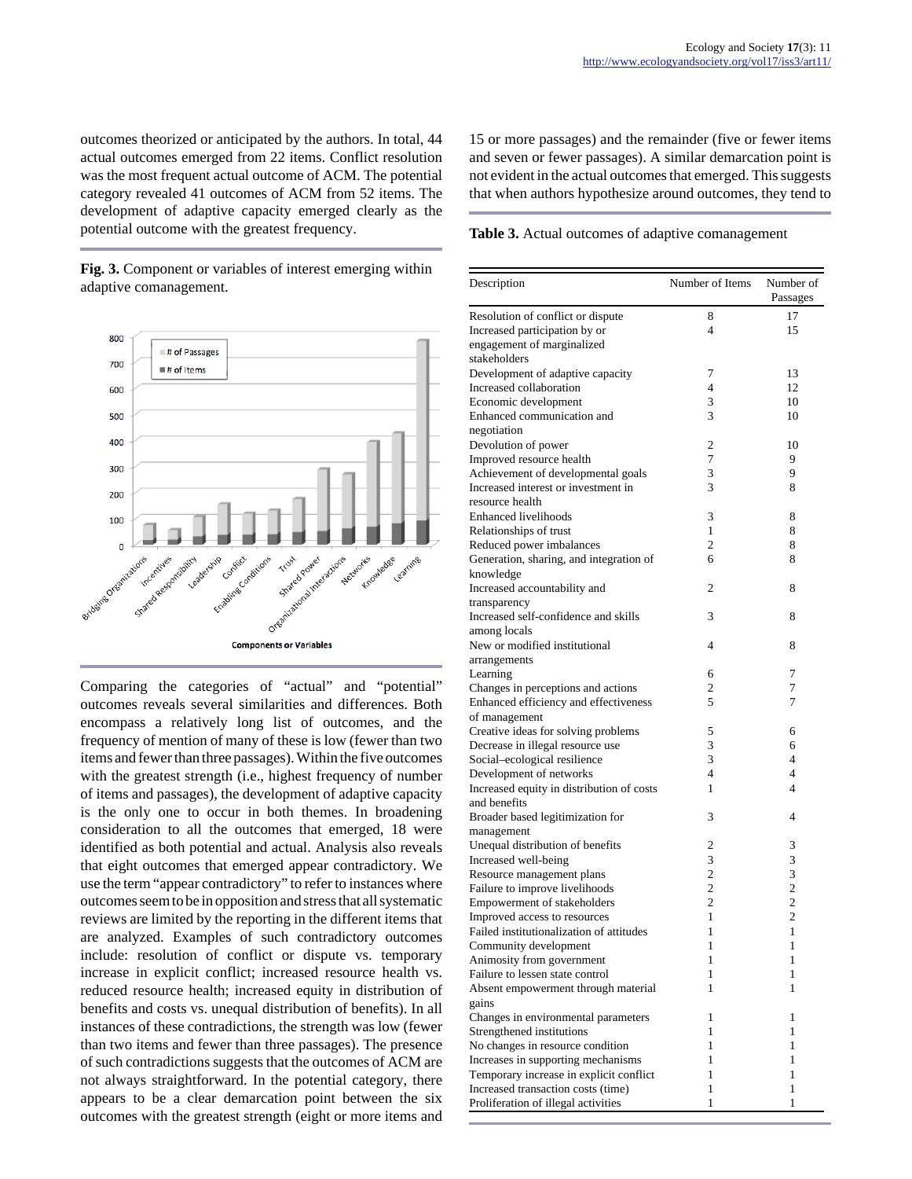outcomes theorized or anticipated by the authors. In total, 44 actual outcomes emerged from 22 items. Conflict resolution was the most frequent actual outcome of ACM. The potential category revealed 41 outcomes of ACM from 52 items. The development of adaptive capacity emerged clearly as the potential outcome with the greatest frequency.

**Fig. 3.** Component or variables of interest emerging within adaptive comanagement.

Comparing the categories of "actual" and "potential" outcomes reveals several similarities and differences. Both encompass a relatively long list of outcomes, and the frequency of mention of many of these is low (fewer than two items and fewer than three passages). Within the five outcomes with the greatest strength (i.e., highest frequency of number of items and passages), the development of adaptive capacity is the only one to occur in both themes. In broadening consideration to all the outcomes that emerged, 18 were identified as both potential and actual. Analysis also reveals that eight outcomes that emerged appear contradictory. We use the term "appear contradictory" to refer to instances where outcomes seem to be in opposition and stress that all systematic reviews are limited by the reporting in the different items that are analyzed. Examples of such contradictory outcomes include: resolution of conflict or dispute vs. temporary increase in explicit conflict; increased resource health vs. reduced resource health; increased equity in distribution of benefits and costs vs. unequal distribution of benefits). In all instances of these contradictions, the strength was low (fewer than two items and fewer than three passages). The presence of such contradictions suggests that the outcomes of ACM are not always straightforward. In the potential category, there appears to be a clear demarcation point between the six outcomes with the greatest strength (eight or more items and 15 or more passages) and the remainder (five or fewer items and seven or fewer passages). A similar demarcation point is not evident in the actual outcomes that emerged. This suggests that when authors hypothesize around outcomes, they tend to

**Table 3.** Actual outcomes of adaptive comanagement

| Description | Number of Items | Number of Passages |
|---|---|---|
| Resolution of conflict or dispute | 8 | 17 |
| Increased participation by or engagement of marginalized stakeholders | 4 | 15 |
| Development of adaptive capacity | 7 | 13 |
| Increased collaboration | 4 | 12 |
| Economic development | 3 | 10 |
| Enhanced communication and negotiation | 3 | 10 |
| Devolution of power | 2 | 10 |
| Improved resource health | 7 | 9 |
| Achievement of developmental goals | 3 | 9 |
| Increased interest or investment in resource health | 3 | 8 |
| Enhanced livelihoods | 3 | 8 |
| Relationships of trust | 1 | 8 |
| Reduced power imbalances | 2 | 8 |
| Generation, sharing, and integration of knowledge | 6 | 8 |
| Increased accountability and transparency | 2 | 8 |
| Increased self-confidence and skills among locals | 3 | 8 |
| New or modified institutional arrangements | 4 | 8 |
| Learning | 6 | 7 |
| Changes in perceptions and actions | 2 | 7 |
| Enhanced efficiency and effectiveness of management | 5 | 7 |
| Creative ideas for solving problems | 5 | 6 |
| Decrease in illegal resource use | 3 | 6 |
| Social–ecological resilience | 3 | 4 |
| Development of networks | 4 | 4 |
| Increased equity in distribution of costs and benefits | 1 | 4 |
| Broader based legitimization for management | 3 | 4 |
| Unequal distribution of benefits | 2 | 3 |
| Increased well-being | 3 | 3 |
| Resource management plans | 2 | 3 |
| Failure to improve livelihoods | 2 | 2 |
| Empowerment of stakeholders | 2 | 2 |
| Improved access to resources | 1 | 2 |
| Failed institutionalization of attitudes | 1 | 1 |
| Community development | 1 | 1 |
| Animosity from government | 1 | 1 |
| Failure to lessen state control | 1 | 1 |
| Absent empowerment through material gains | 1 | 1 |
| Changes in environmental parameters | 1 | 1 |
| Strengthened institutions | 1 | 1 |
| No changes in resource condition | 1 | 1 |
| Increases in supporting mechanisms | 1 | 1 |
| Temporary increase in explicit conflict | 1 | 1 |
| Increased transaction costs (time) | 1 | 1 |
| Proliferation of illegal activities | 1 | 1 |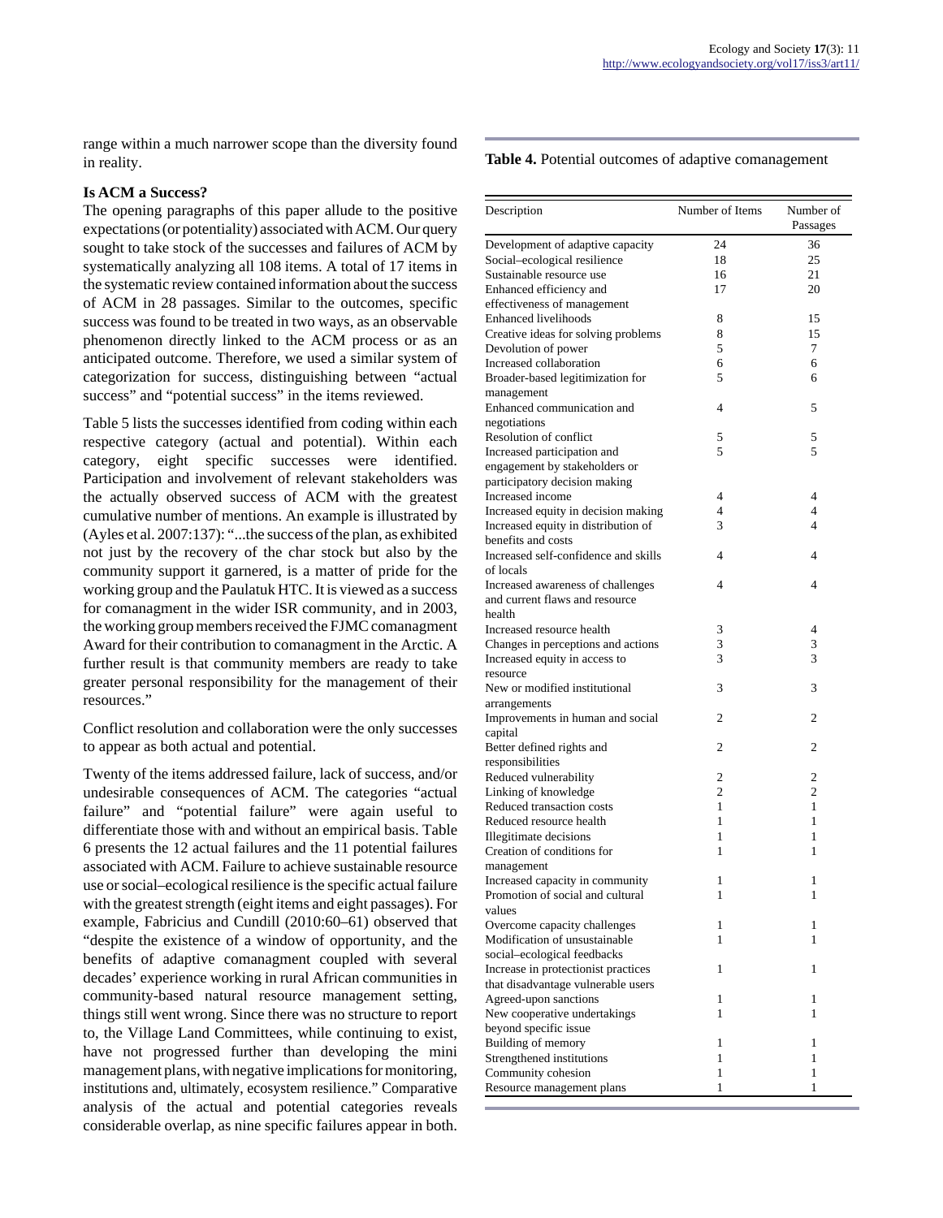range within a much narrower scope than the diversity found in reality.

### Is ACM a Success?

The opening paragraphs of this paper allude to the positive expectations (or potentiality) associated with ACM. Our query sought to take stock of the successes and failures of ACM by systematically analyzing all 108 items. A total of 17 items in the systematic review contained information about the success of ACM in 28 passages. Similar to the outcomes, specific success was found to be treated in two ways, as an observable phenomenon directly linked to the ACM process or as an anticipated outcome. Therefore, we used a similar system of categorization for success, distinguishing between "actual success" and "potential success" in the items reviewed.

Table 5 lists the successes identified from coding within each respective category (actual and potential). Within each category, eight specific successes were identified. Participation and involvement of relevant stakeholders was the actually observed success of ACM with the greatest cumulative number of mentions. An example is illustrated by (Ayles et al. 2007:137): "...the success of the plan, as exhibited not just by the recovery of the char stock but also by the community support it garnered, is a matter of pride for the working group and the Paulatuk HTC. It is viewed as a success for comanagment in the wider ISR community, and in 2003, the working group members received the FJMC comanagment Award for their contribution to comanagment in the Arctic. A further result is that community members are ready to take greater personal responsibility for the management of their resources."

Conflict resolution and collaboration were the only successes to appear as both actual and potential.

Twenty of the items addressed failure, lack of success, and/or undesirable consequences of ACM. The categories "actual failure" and "potential failure" were again useful to differentiate those with and without an empirical basis. Table 6 presents the 12 actual failures and the 11 potential failures associated with ACM. Failure to achieve sustainable resource use or social–ecological resilience is the specific actual failure with the greatest strength (eight items and eight passages). For example, Fabricius and Cundill (2010:60–61) observed that "despite the existence of a window of opportunity, and the benefits of adaptive comanagment coupled with several decades' experience working in rural African communities in community-based natural resource management setting, things still went wrong. Since there was no structure to report to, the Village Land Committees, while continuing to exist, have not progressed further than developing the mini management plans, with negative implications for monitoring, institutions and, ultimately, ecosystem resilience." Comparative analysis of the actual and potential categories reveals considerable overlap, as nine specific failures appear in both.

**Table 4.** Potential outcomes of adaptive comanagement

| Description | Number of Items | Number of Passages |
|---|---|---|
| Development of adaptive capacity | 24 | 36 |
| Social–ecological resilience | 18 | 25 |
| Sustainable resource use | 16 | 21 |
| Enhanced efficiency and effectiveness of management | 17 | 20 |
| Enhanced livelihoods | 8 | 15 |
| Creative ideas for solving problems | 8 | 15 |
| Devolution of power | 5 | 7 |
| Increased collaboration | 6 | 6 |
| Broader-based legitimization for management | 5 | 6 |
| Enhanced communication and negotiations | 4 | 5 |
| Resolution of conflict | 5 | 5 |
| Increased participation and engagement by stakeholders or participatory decision making | 5 | 5 |
| Increased income | 4 | 4 |
| Increased equity in decision making | 4 | 4 |
| Increased equity in distribution of benefits and costs | 3 | 4 |
| Increased self-confidence and skills of locals | 4 | 4 |
| Increased awareness of challenges and current flaws and resource health | 4 | 4 |
| Increased resource health | 3 | 4 |
| Changes in perceptions and actions | 3 | 3 |
| Increased equity in access to resource | 3 | 3 |
| New or modified institutional arrangements | 3 | 3 |
| Improvements in human and social capital | 2 | 2 |
| Better defined rights and responsibilities | 2 | 2 |
| Reduced vulnerability | 2 | 2 |
| Linking of knowledge | 2 | 2 |
| Reduced transaction costs | 1 | 1 |
| Reduced resource health | 1 | 1 |
| Illegitimate decisions | 1 | 1 |
| Creation of conditions for management | 1 | 1 |
| Increased capacity in community | 1 | 1 |
| Promotion of social and cultural values | 1 | 1 |
| Overcome capacity challenges | 1 | 1 |
| Modification of unsustainable social–ecological feedbacks | 1 | 1 |
| Increase in protectionist practices that disadvantage vulnerable users | 1 | 1 |
| Agreed-upon sanctions | 1 | 1 |
| New cooperative undertakings beyond specific issue | 1 | 1 |
| Building of memory | 1 | 1 |
| Strengthened institutions | 1 | 1 |
| Community cohesion | 1 | 1 |
| Resource management plans | 1 | 1 |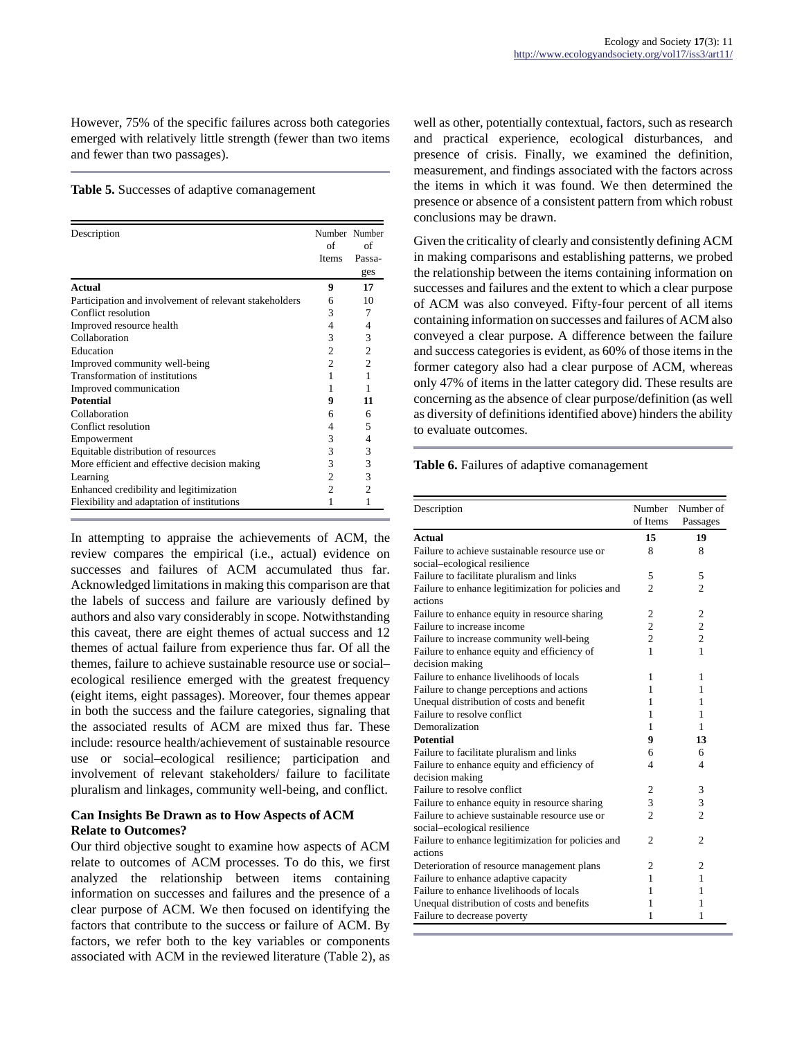However, 75% of the specific failures across both categories emerged with relatively little strength (fewer than two items and fewer than two passages).

**Table 5.** Successes of adaptive comanagement

| Description | Number of Items | Number of Passages |
|---|---|---|
| **Actual** | **9** | **17** |
| Participation and involvement of relevant stakeholders | 6 | 10 |
| Conflict resolution | 3 | 7 |
| Improved resource health | 4 | 4 |
| Collaboration | 3 | 3 |
| Education | 2 | 2 |
| Improved community well-being | 2 | 2 |
| Transformation of institutions | 1 | 1 |
| Improved communication | 1 | 1 |
| **Potential** | **9** | **11** |
| Collaboration | 6 | 6 |
| Conflict resolution | 4 | 5 |
| Empowerment | 3 | 4 |
| Equitable distribution of resources | 3 | 3 |
| More efficient and effective decision making | 3 | 3 |
| Learning | 2 | 3 |
| Enhanced credibility and legitimization | 2 | 2 |
| Flexibility and adaptation of institutions | 1 | 1 |

In attempting to appraise the achievements of ACM, the review compares the empirical (i.e., actual) evidence on successes and failures of ACM accumulated thus far. Acknowledged limitations in making this comparison are that the labels of success and failure are variously defined by authors and also vary considerably in scope. Notwithstanding this caveat, there are eight themes of actual success and 12 themes of actual failure from experience thus far. Of all the themes, failure to achieve sustainable resource use or social–ecological resilience emerged with the greatest frequency (eight items, eight passages). Moreover, four themes appear in both the success and the failure categories, signaling that the associated results of ACM are mixed thus far. These include: resource health/achievement of sustainable resource use or social–ecological resilience; participation and involvement of relevant stakeholders/ failure to facilitate pluralism and linkages, community well-being, and conflict.

### Can Insights Be Drawn as to How Aspects of ACM Relate to Outcomes?

Our third objective sought to examine how aspects of ACM relate to outcomes of ACM processes. To do this, we first analyzed the relationship between items containing information on successes and failures and the presence of a clear purpose of ACM. We then focused on identifying the factors that contribute to the success or failure of ACM. By factors, we refer both to the key variables or components associated with ACM in the reviewed literature (Table 2), as well as other, potentially contextual, factors, such as research and practical experience, ecological disturbances, and presence of crisis. Finally, we examined the definition, measurement, and findings associated with the factors across the items in which it was found. We then determined the presence or absence of a consistent pattern from which robust conclusions may be drawn.

Given the criticality of clearly and consistently defining ACM in making comparisons and establishing patterns, we probed the relationship between the items containing information on successes and failures and the extent to which a clear purpose of ACM was also conveyed. Fifty-four percent of all items containing information on successes and failures of ACM also conveyed a clear purpose. A difference between the failure and success categories is evident, as 60% of those items in the former category also had a clear purpose of ACM, whereas only 47% of items in the latter category did. These results are concerning as the absence of clear purpose/definition (as well as diversity of definitions identified above) hinders the ability to evaluate outcomes.

**Table 6.** Failures of adaptive comanagement

| Description | Number of Items | Number of Passages |
|---|---|---|
| **Actual** | **15** | **19** |
| Failure to achieve sustainable resource use or social–ecological resilience | 8 | 8 |
| Failure to facilitate pluralism and links | 5 | 5 |
| Failure to enhance legitimization for policies and actions | 2 | 2 |
| Failure to enhance equity in resource sharing | 2 | 2 |
| Failure to increase income | 2 | 2 |
| Failure to increase community well-being | 2 | 2 |
| Failure to enhance equity and efficiency of decision making | 1 | 1 |
| Failure to enhance livelihoods of locals | 1 | 1 |
| Failure to change perceptions and actions | 1 | 1 |
| Unequal distribution of costs and benefit | 1 | 1 |
| Failure to resolve conflict | 1 | 1 |
| Demoralization | 1 | 1 |
| **Potential** | **9** | **13** |
| Failure to facilitate pluralism and links | 6 | 6 |
| Failure to enhance equity and efficiency of decision making | 4 | 4 |
| Failure to resolve conflict | 2 | 3 |
| Failure to enhance equity in resource sharing | 3 | 3 |
| Failure to achieve sustainable resource use or social–ecological resilience | 2 | 2 |
| Failure to enhance legitimization for policies and actions | 2 | 2 |
| Deterioration of resource management plans | 2 | 2 |
| Failure to enhance adaptive capacity | 1 | 1 |
| Failure to enhance livelihoods of locals | 1 | 1 |
| Unequal distribution of costs and benefits | 1 | 1 |
| Failure to decrease poverty | 1 | 1 |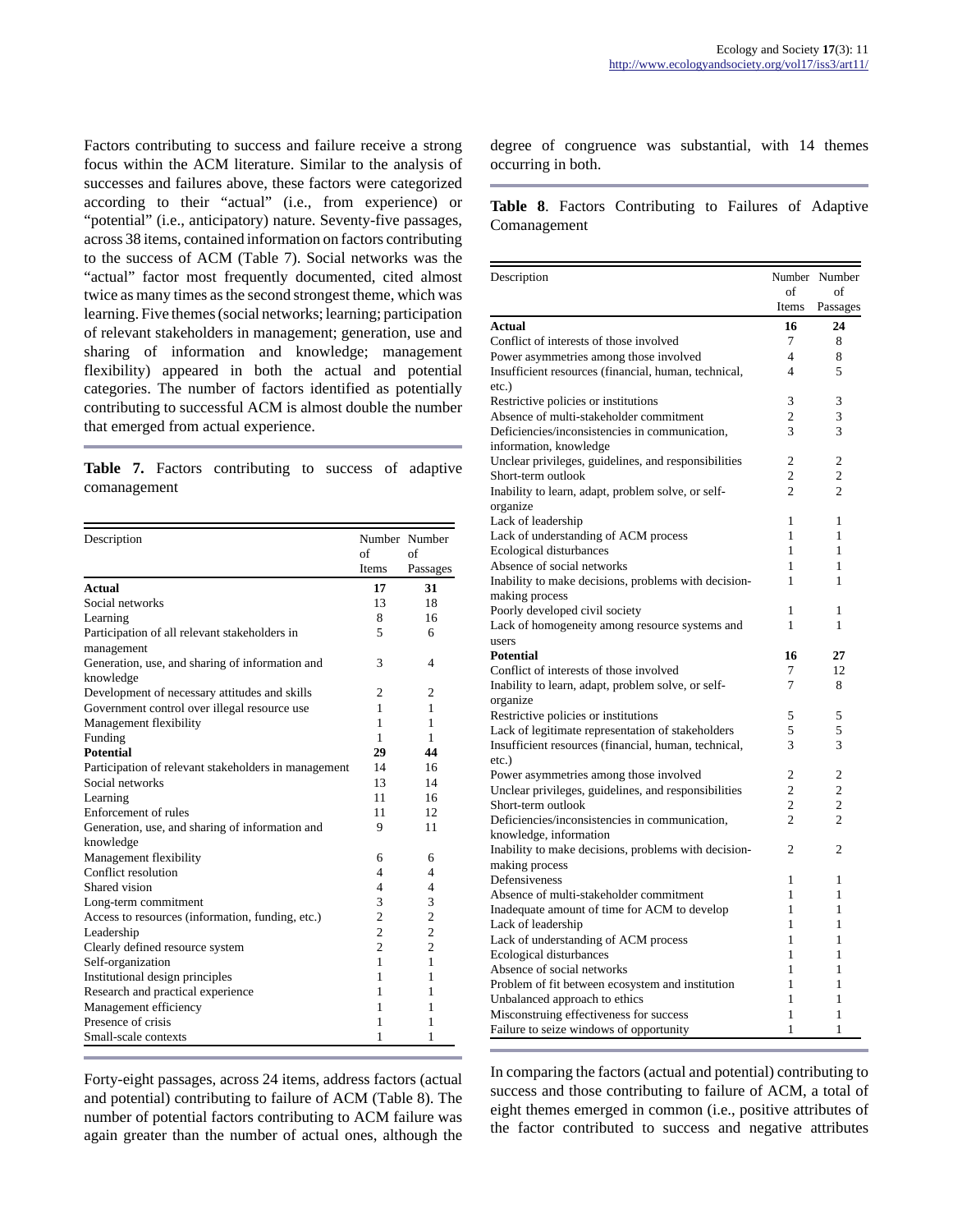Factors contributing to success and failure receive a strong focus within the ACM literature. Similar to the analysis of successes and failures above, these factors were categorized according to their "actual" (i.e., from experience) or "potential" (i.e., anticipatory) nature. Seventy-five passages, across 38 items, contained information on factors contributing to the success of ACM (Table 7). Social networks was the "actual" factor most frequently documented, cited almost twice as many times as the second strongest theme, which was learning. Five themes (social networks; learning; participation of relevant stakeholders in management; generation, use and sharing of information and knowledge; management flexibility) appeared in both the actual and potential categories. The number of factors identified as potentially contributing to successful ACM is almost double the number that emerged from actual experience.

**Table 7.** Factors contributing to success of adaptive comanagement

| Description | Number of Items | Number of Passages |
|---|---|---|
| **Actual** | **17** | **31** |
| Social networks | 13 | 18 |
| Learning | 8 | 16 |
| Participation of all relevant stakeholders in management | 5 | 6 |
| Generation, use, and sharing of information and knowledge | 3 | 4 |
| Development of necessary attitudes and skills | 2 | 2 |
| Government control over illegal resource use | 1 | 1 |
| Management flexibility | 1 | 1 |
| Funding | 1 | 1 |
| **Potential** | **29** | **44** |
| Participation of relevant stakeholders in management | 14 | 16 |
| Social networks | 13 | 14 |
| Learning | 11 | 16 |
| Enforcement of rules | 11 | 12 |
| Generation, use, and sharing of information and knowledge | 9 | 11 |
| Management flexibility | 6 | 6 |
| Conflict resolution | 4 | 4 |
| Shared vision | 4 | 4 |
| Long-term commitment | 3 | 3 |
| Access to resources (information, funding, etc.) | 2 | 2 |
| Leadership | 2 | 2 |
| Clearly defined resource system | 2 | 2 |
| Self-organization | 1 | 1 |
| Institutional design principles | 1 | 1 |
| Research and practical experience | 1 | 1 |
| Management efficiency | 1 | 1 |
| Presence of crisis | 1 | 1 |
| Small-scale contexts | 1 | 1 |

Forty-eight passages, across 24 items, address factors (actual and potential) contributing to failure of ACM (Table 8). The number of potential factors contributing to ACM failure was again greater than the number of actual ones, although the degree of congruence was substantial, with 14 themes occurring in both.

**Table 8**. Factors Contributing to Failures of Adaptive Comanagement

| Description | Number of Items | Number of Passages |
|---|---|---|
| **Actual** | **16** | **24** |
| Conflict of interests of those involved | 7 | 8 |
| Power asymmetries among those involved | 4 | 8 |
| Insufficient resources (financial, human, technical, etc.) | 4 | 5 |
| Restrictive policies or institutions | 3 | 3 |
| Absence of multi-stakeholder commitment | 2 | 3 |
| Deficiencies/inconsistencies in communication, information, knowledge | 3 | 3 |
| Unclear privileges, guidelines, and responsibilities | 2 | 2 |
| Short-term outlook | 2 | 2 |
| Inability to learn, adapt, problem solve, or self-organize | 2 | 2 |
| Lack of leadership | 1 | 1 |
| Lack of understanding of ACM process | 1 | 1 |
| Ecological disturbances | 1 | 1 |
| Absence of social networks | 1 | 1 |
| Inability to make decisions, problems with decision-making process | 1 | 1 |
| Poorly developed civil society | 1 | 1 |
| Lack of homogeneity among resource systems and users | 1 | 1 |
| **Potential** | **16** | **27** |
| Conflict of interests of those involved | 7 | 12 |
| Inability to learn, adapt, problem solve, or self-organize | 7 | 8 |
| Restrictive policies or institutions | 5 | 5 |
| Lack of legitimate representation of stakeholders | 5 | 5 |
| Insufficient resources (financial, human, technical, etc.) | 3 | 3 |
| Power asymmetries among those involved | 2 | 2 |
| Unclear privileges, guidelines, and responsibilities | 2 | 2 |
| Short-term outlook | 2 | 2 |
| Deficiencies/inconsistencies in communication, knowledge, information | 2 | 2 |
| Inability to make decisions, problems with decision-making process | 2 | 2 |
| Defensiveness | 1 | 1 |
| Absence of multi-stakeholder commitment | 1 | 1 |
| Inadequate amount of time for ACM to develop | 1 | 1 |
| Lack of leadership | 1 | 1 |
| Lack of understanding of ACM process | 1 | 1 |
| Ecological disturbances | 1 | 1 |
| Absence of social networks | 1 | 1 |
| Problem of fit between ecosystem and institution | 1 | 1 |
| Unbalanced approach to ethics | 1 | 1 |
| Misconstruing effectiveness for success | 1 | 1 |
| Failure to seize windows of opportunity | 1 | 1 |

In comparing the factors (actual and potential) contributing to success and those contributing to failure of ACM, a total of eight themes emerged in common (i.e., positive attributes of the factor contributed to success and negative attributes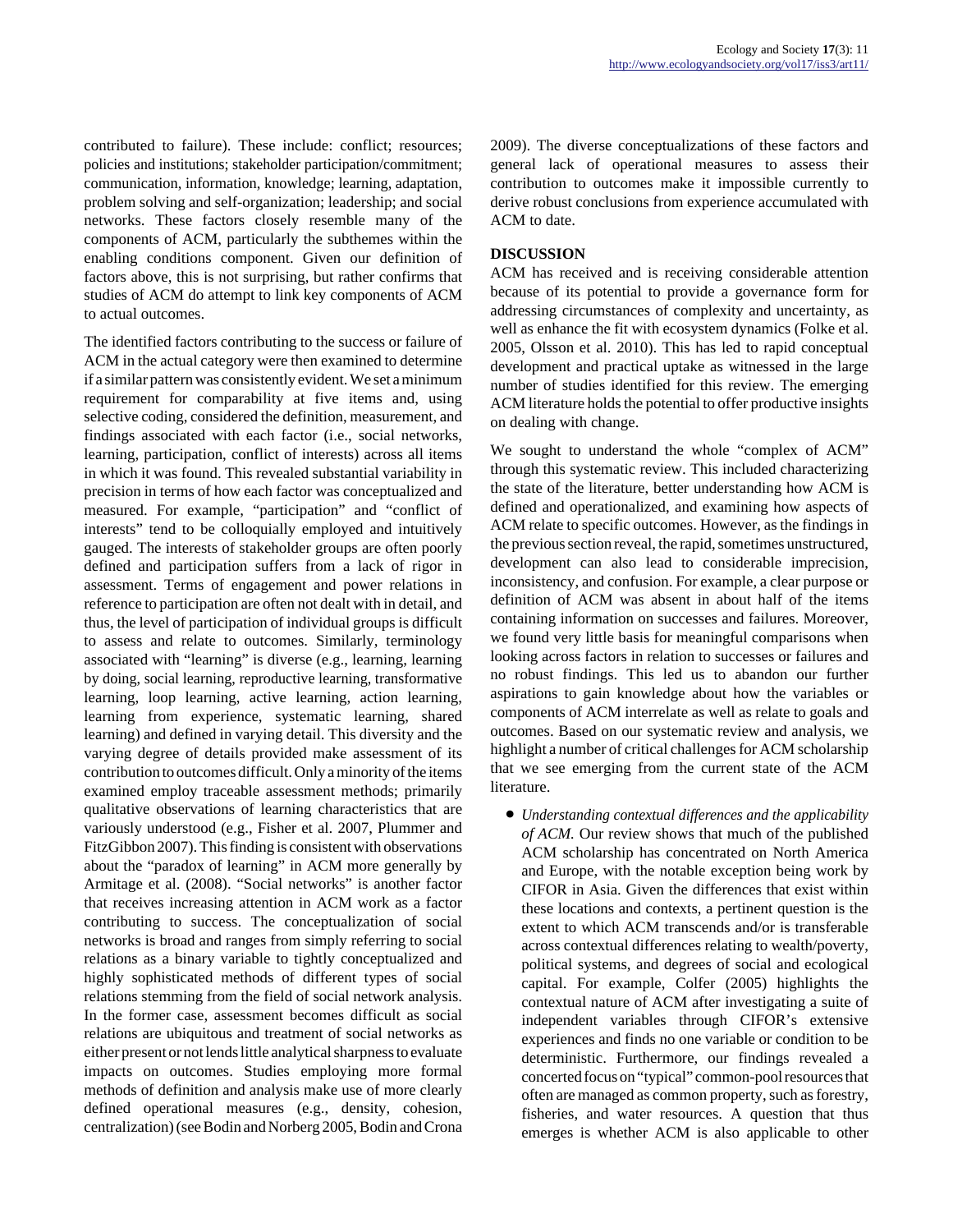contributed to failure). These include: conflict; resources; policies and institutions; stakeholder participation/commitment; communication, information, knowledge; learning, adaptation, problem solving and self-organization; leadership; and social networks. These factors closely resemble many of the components of ACM, particularly the subthemes within the enabling conditions component. Given our definition of factors above, this is not surprising, but rather confirms that studies of ACM do attempt to link key components of ACM to actual outcomes.

The identified factors contributing to the success or failure of ACM in the actual category were then examined to determine if a similar pattern was consistently evident. We set a minimum requirement for comparability at five items and, using selective coding, considered the definition, measurement, and findings associated with each factor (i.e., social networks, learning, participation, conflict of interests) across all items in which it was found. This revealed substantial variability in precision in terms of how each factor was conceptualized and measured. For example, "participation" and "conflict of interests" tend to be colloquially employed and intuitively gauged. The interests of stakeholder groups are often poorly defined and participation suffers from a lack of rigor in assessment. Terms of engagement and power relations in reference to participation are often not dealt with in detail, and thus, the level of participation of individual groups is difficult to assess and relate to outcomes. Similarly, terminology associated with "learning" is diverse (e.g., learning, learning by doing, social learning, reproductive learning, transformative learning, loop learning, active learning, action learning, learning from experience, systematic learning, shared learning) and defined in varying detail. This diversity and the varying degree of details provided make assessment of its contribution to outcomes difficult. Only a minority of the items examined employ traceable assessment methods; primarily qualitative observations of learning characteristics that are variously understood (e.g., Fisher et al. 2007, Plummer and FitzGibbon 2007). This finding is consistent with observations about the "paradox of learning" in ACM more generally by Armitage et al. (2008). "Social networks" is another factor that receives increasing attention in ACM work as a factor contributing to success. The conceptualization of social networks is broad and ranges from simply referring to social relations as a binary variable to tightly conceptualized and highly sophisticated methods of different types of social relations stemming from the field of social network analysis. In the former case, assessment becomes difficult as social relations are ubiquitous and treatment of social networks as either present or not lends little analytical sharpness to evaluate impacts on outcomes. Studies employing more formal methods of definition and analysis make use of more clearly defined operational measures (e.g., density, cohesion, centralization) (see Bodin and Norberg 2005, Bodin and Crona 2009). The diverse conceptualizations of these factors and general lack of operational measures to assess their contribution to outcomes make it impossible currently to derive robust conclusions from experience accumulated with ACM to date.

## DISCUSSION

ACM has received and is receiving considerable attention because of its potential to provide a governance form for addressing circumstances of complexity and uncertainty, as well as enhance the fit with ecosystem dynamics (Folke et al. 2005, Olsson et al. 2010). This has led to rapid conceptual development and practical uptake as witnessed in the large number of studies identified for this review. The emerging ACM literature holds the potential to offer productive insights on dealing with change.

We sought to understand the whole "complex of ACM" through this systematic review. This included characterizing the state of the literature, better understanding how ACM is defined and operationalized, and examining how aspects of ACM relate to specific outcomes. However, as the findings in the previous section reveal, the rapid, sometimes unstructured, development can also lead to considerable imprecision, inconsistency, and confusion. For example, a clear purpose or definition of ACM was absent in about half of the items containing information on successes and failures. Moreover, we found very little basis for meaningful comparisons when looking across factors in relation to successes or failures and no robust findings. This led us to abandon our further aspirations to gain knowledge about how the variables or components of ACM interrelate as well as relate to goals and outcomes. Based on our systematic review and analysis, we highlight a number of critical challenges for ACM scholarship that we see emerging from the current state of the ACM literature.

- *Understanding contextual differences and the applicability of ACM.* Our review shows that much of the published ACM scholarship has concentrated on North America and Europe, with the notable exception being work by CIFOR in Asia. Given the differences that exist within these locations and contexts, a pertinent question is the extent to which ACM transcends and/or is transferable across contextual differences relating to wealth/poverty, political systems, and degrees of social and ecological capital. For example, Colfer (2005) highlights the contextual nature of ACM after investigating a suite of independent variables through CIFOR's extensive experiences and finds no one variable or condition to be deterministic. Furthermore, our findings revealed a concerted focus on "typical" common-pool resources that often are managed as common property, such as forestry, fisheries, and water resources. A question that thus emerges is whether ACM is also applicable to other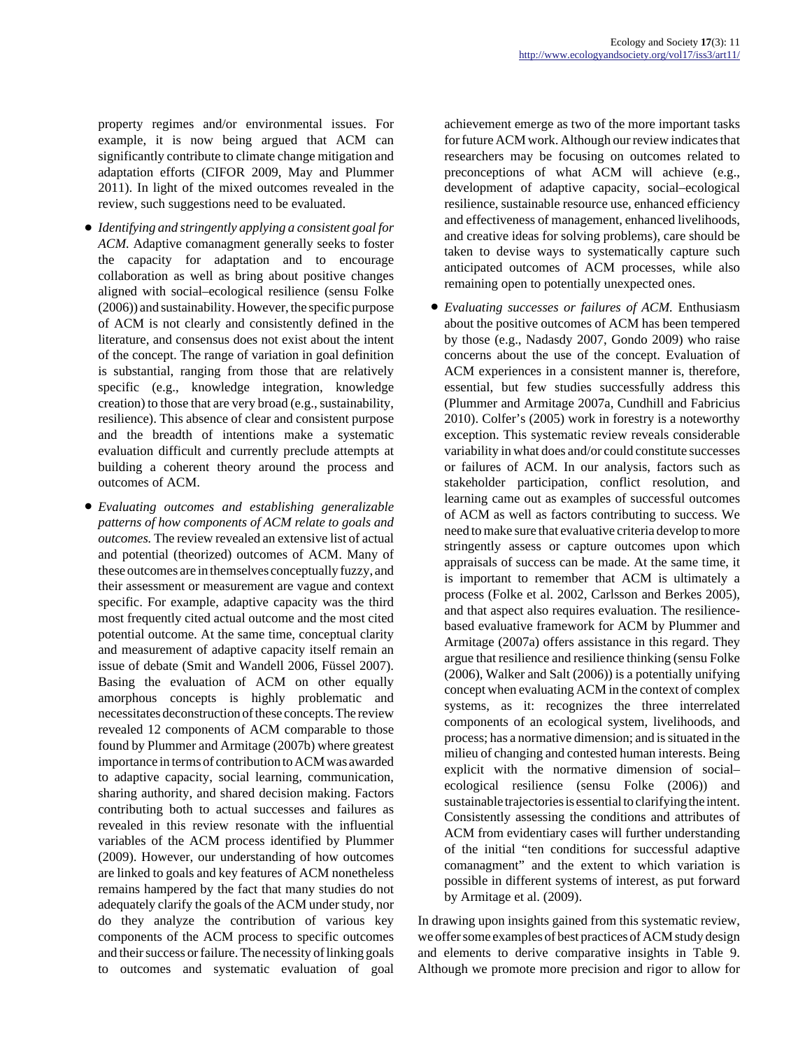property regimes and/or environmental issues. For example, it is now being argued that ACM can significantly contribute to climate change mitigation and adaptation efforts (CIFOR 2009, May and Plummer 2011). In light of the mixed outcomes revealed in the review, such suggestions need to be evaluated.

- *Identifying and stringently applying a consistent goal for ACM.* Adaptive comanagment generally seeks to foster the capacity for adaptation and to encourage collaboration as well as bring about positive changes aligned with social–ecological resilience (sensu Folke (2006)) and sustainability. However, the specific purpose of ACM is not clearly and consistently defined in the literature, and consensus does not exist about the intent of the concept. The range of variation in goal definition is substantial, ranging from those that are relatively specific (e.g., knowledge integration, knowledge creation) to those that are very broad (e.g., sustainability, resilience). This absence of clear and consistent purpose and the breadth of intentions make a systematic evaluation difficult and currently preclude attempts at building a coherent theory around the process and outcomes of ACM.

- *Evaluating outcomes and establishing generalizable patterns of how components of ACM relate to goals and outcomes.* The review revealed an extensive list of actual and potential (theorized) outcomes of ACM. Many of these outcomes are in themselves conceptually fuzzy, and their assessment or measurement are vague and context specific. For example, adaptive capacity was the third most frequently cited actual outcome and the most cited potential outcome. At the same time, conceptual clarity and measurement of adaptive capacity itself remain an issue of debate (Smit and Wandell 2006, Füssel 2007). Basing the evaluation of ACM on other equally amorphous concepts is highly problematic and necessitates deconstruction of these concepts. The review revealed 12 components of ACM comparable to those found by Plummer and Armitage (2007b) where greatest importance in terms of contribution to ACM was awarded to adaptive capacity, social learning, communication, sharing authority, and shared decision making. Factors contributing both to actual successes and failures as revealed in this review resonate with the influential variables of the ACM process identified by Plummer (2009). However, our understanding of how outcomes are linked to goals and key features of ACM nonetheless remains hampered by the fact that many studies do not adequately clarify the goals of the ACM under study, nor do they analyze the contribution of various key components of the ACM process to specific outcomes and their success or failure. The necessity of linking goals to outcomes and systematic evaluation of goal achievement emerge as two of the more important tasks for future ACM work. Although our review indicates that researchers may be focusing on outcomes related to preconceptions of what ACM will achieve (e.g., development of adaptive capacity, social–ecological resilience, sustainable resource use, enhanced efficiency and effectiveness of management, enhanced livelihoods, and creative ideas for solving problems), care should be taken to devise ways to systematically capture such anticipated outcomes of ACM processes, while also remaining open to potentially unexpected ones.

- *Evaluating successes or failures of ACM.* Enthusiasm about the positive outcomes of ACM has been tempered by those (e.g., Nadasdy 2007, Gondo 2009) who raise concerns about the use of the concept. Evaluation of ACM experiences in a consistent manner is, therefore, essential, but few studies successfully address this (Plummer and Armitage 2007a, Cundhill and Fabricius 2010). Colfer's (2005) work in forestry is a noteworthy exception. This systematic review reveals considerable variability in what does and/or could constitute successes or failures of ACM. In our analysis, factors such as stakeholder participation, conflict resolution, and learning came out as examples of successful outcomes of ACM as well as factors contributing to success. We need to make sure that evaluative criteria develop to more stringently assess or capture outcomes upon which appraisals of success can be made. At the same time, it is important to remember that ACM is ultimately a process (Folke et al. 2002, Carlsson and Berkes 2005), and that aspect also requires evaluation. The resilience-based evaluative framework for ACM by Plummer and Armitage (2007a) offers assistance in this regard. They argue that resilience and resilience thinking (sensu Folke (2006), Walker and Salt (2006)) is a potentially unifying concept when evaluating ACM in the context of complex systems, as it: recognizes the three interrelated components of an ecological system, livelihoods, and process; has a normative dimension; and is situated in the milieu of changing and contested human interests. Being explicit with the normative dimension of social–ecological resilience (sensu Folke (2006)) and sustainable trajectories is essential to clarifying the intent. Consistently assessing the conditions and attributes of ACM from evidentiary cases will further understanding of the initial "ten conditions for successful adaptive comanagment" and the extent to which variation is possible in different systems of interest, as put forward by Armitage et al. (2009).

In drawing upon insights gained from this systematic review, we offer some examples of best practices of ACM study design and elements to derive comparative insights in Table 9. Although we promote more precision and rigor to allow for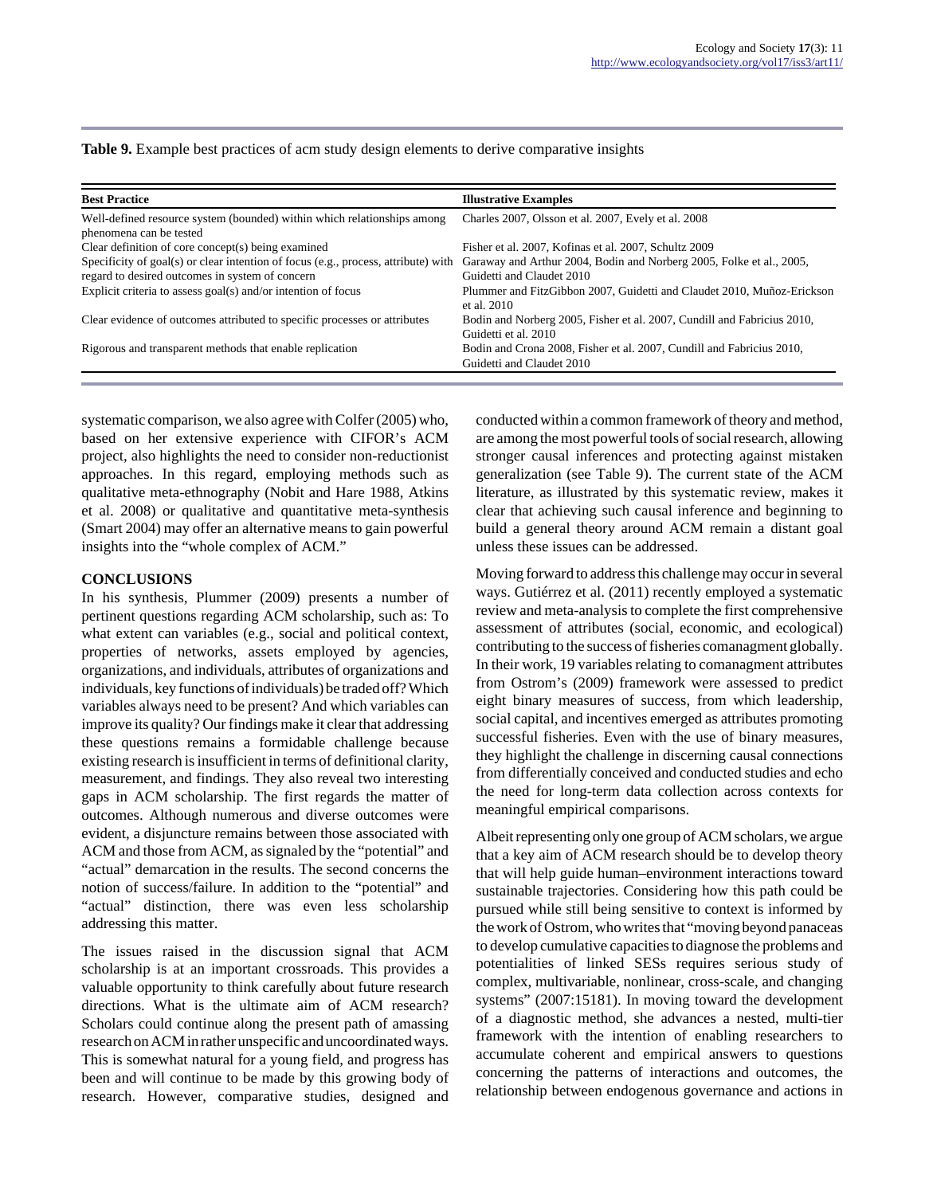**Table 9.** Example best practices of acm study design elements to derive comparative insights

| Best Practice | Illustrative Examples |
| --- | --- |
| Well-defined resource system (bounded) within which relationships among phenomena can be tested | Charles 2007, Olsson et al. 2007, Evely et al. 2008 |
| Clear definition of core concept(s) being examined | Fisher et al. 2007, Kofinas et al. 2007, Schultz 2009 |
| Specificity of goal(s) or clear intention of focus (e.g., process, attribute) with regard to desired outcomes in system of concern | Garaway and Arthur 2004, Bodin and Norberg 2005, Folke et al., 2005, Guidetti and Claudet 2010 |
| Explicit criteria to assess goal(s) and/or intention of focus | Plummer and FitzGibbon 2007, Guidetti and Claudet 2010, Muñoz-Erickson et al. 2010 |
| Clear evidence of outcomes attributed to specific processes or attributes | Bodin and Norberg 2005, Fisher et al. 2007, Cundill and Fabricius 2010, Guidetti et al. 2010 |
| Rigorous and transparent methods that enable replication | Bodin and Crona 2008, Fisher et al. 2007, Cundill and Fabricius 2010, Guidetti and Claudet 2010 |

systematic comparison, we also agree with Colfer (2005) who, based on her extensive experience with CIFOR's ACM project, also highlights the need to consider non-reductionist approaches. In this regard, employing methods such as qualitative meta-ethnography (Nobit and Hare 1988, Atkins et al. 2008) or qualitative and quantitative meta-synthesis (Smart 2004) may offer an alternative means to gain powerful insights into the "whole complex of ACM."

## CONCLUSIONS

In his synthesis, Plummer (2009) presents a number of pertinent questions regarding ACM scholarship, such as: To what extent can variables (e.g., social and political context, properties of networks, assets employed by agencies, organizations, and individuals, attributes of organizations and individuals, key functions of individuals) be traded off? Which variables always need to be present? And which variables can improve its quality? Our findings make it clear that addressing these questions remains a formidable challenge because existing research is insufficient in terms of definitional clarity, measurement, and findings. They also reveal two interesting gaps in ACM scholarship. The first regards the matter of outcomes. Although numerous and diverse outcomes were evident, a disjuncture remains between those associated with ACM and those from ACM, as signaled by the "potential" and "actual" demarcation in the results. The second concerns the notion of success/failure. In addition to the "potential" and "actual" distinction, there was even less scholarship addressing this matter.

The issues raised in the discussion signal that ACM scholarship is at an important crossroads. This provides a valuable opportunity to think carefully about future research directions. What is the ultimate aim of ACM research? Scholars could continue along the present path of amassing research on ACM in rather unspecific and uncoordinated ways. This is somewhat natural for a young field, and progress has been and will continue to be made by this growing body of research. However, comparative studies, designed and conducted within a common framework of theory and method, are among the most powerful tools of social research, allowing stronger causal inferences and protecting against mistaken generalization (see Table 9). The current state of the ACM literature, as illustrated by this systematic review, makes it clear that achieving such causal inference and beginning to build a general theory around ACM remain a distant goal unless these issues can be addressed.

Moving forward to address this challenge may occur in several ways. Gutiérrez et al. (2011) recently employed a systematic review and meta-analysis to complete the first comprehensive assessment of attributes (social, economic, and ecological) contributing to the success of fisheries comanagment globally. In their work, 19 variables relating to comanagment attributes from Ostrom's (2009) framework were assessed to predict eight binary measures of success, from which leadership, social capital, and incentives emerged as attributes promoting successful fisheries. Even with the use of binary measures, they highlight the challenge in discerning causal connections from differentially conceived and conducted studies and echo the need for long-term data collection across contexts for meaningful empirical comparisons.

Albeit representing only one group of ACM scholars, we argue that a key aim of ACM research should be to develop theory that will help guide human–environment interactions toward sustainable trajectories. Considering how this path could be pursued while still being sensitive to context is informed by the work of Ostrom, who writes that "moving beyond panaceas to develop cumulative capacities to diagnose the problems and potentialities of linked SESs requires serious study of complex, multivariable, nonlinear, cross-scale, and changing systems" (2007:15181). In moving toward the development of a diagnostic method, she advances a nested, multi-tier framework with the intention of enabling researchers to accumulate coherent and empirical answers to questions concerning the patterns of interactions and outcomes, the relationship between endogenous governance and actions in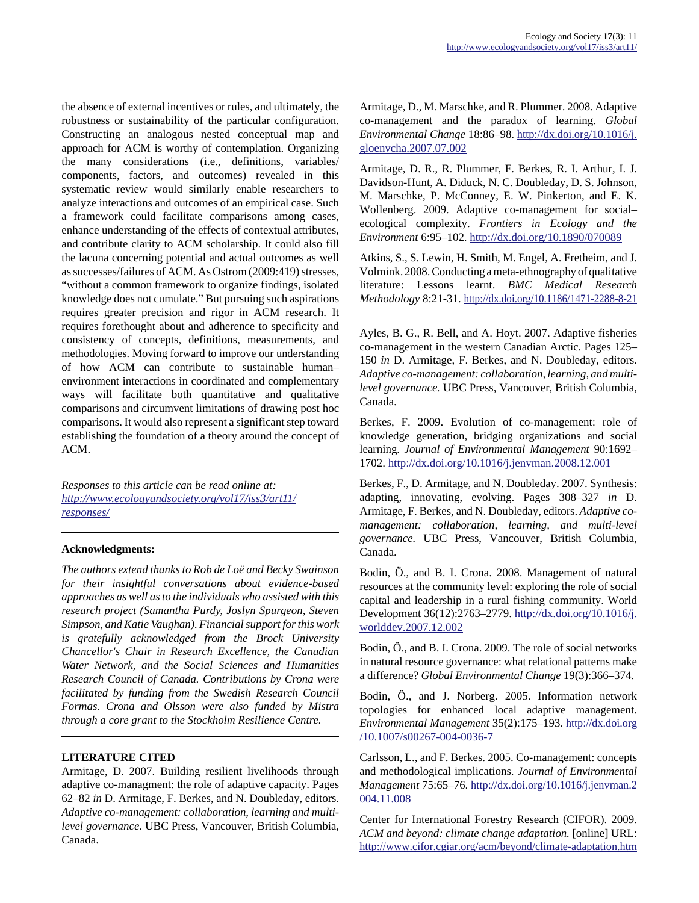the absence of external incentives or rules, and ultimately, the robustness or sustainability of the particular configuration. Constructing an analogous nested conceptual map and approach for ACM is worthy of contemplation. Organizing the many considerations (i.e., definitions, variables/components, factors, and outcomes) revealed in this systematic review would similarly enable researchers to analyze interactions and outcomes of an empirical case. Such a framework could facilitate comparisons among cases, enhance understanding of the effects of contextual attributes, and contribute clarity to ACM scholarship. It could also fill the lacuna concerning potential and actual outcomes as well as successes/failures of ACM. As Ostrom (2009:419) stresses, "without a common framework to organize findings, isolated knowledge does not cumulate." But pursuing such aspirations requires greater precision and rigor in ACM research. It requires forethought about and adherence to specificity and consistency of concepts, definitions, measurements, and methodologies. Moving forward to improve our understanding of how ACM can contribute to sustainable human–environment interactions in coordinated and complementary ways will facilitate both quantitative and qualitative comparisons and circumvent limitations of drawing post hoc comparisons. It would also represent a significant step toward establishing the foundation of a theory around the concept of ACM.

*Responses to this article can be read online at:* *http://www.ecologyandsociety.org/vol17/iss3/art11/responses/*

---

**Acknowledgments:**

*The authors extend thanks to Rob de Loë and Becky Swainson for their insightful conversations about evidence-based approaches as well as to the individuals who assisted with this research project (Samantha Purdy, Joslyn Spurgeon, Steven Simpson, and Katie Vaughan). Financial support for this work is gratefully acknowledged from the Brock University Chancellor's Chair in Research Excellence, the Canadian Water Network, and the Social Sciences and Humanities Research Council of Canada. Contributions by Crona were facilitated by funding from the Swedish Research Council Formas. Crona and Olsson were also funded by Mistra through a core grant to the Stockholm Resilience Centre.*

---

**LITERATURE CITED**

Armitage, D. 2007. Building resilient livelihoods through adaptive co-managment: the role of adaptive capacity. Pages 62–82 *in* D. Armitage, F. Berkes, and N. Doubleday, editors. *Adaptive co-management: collaboration, learning and multi-level governance.* UBC Press, Vancouver, British Columbia, Canada.

Armitage, D., M. Marschke, and R. Plummer. 2008. Adaptive co-management and the paradox of learning. *Global Environmental Change* 18:86–98. http://dx.doi.org/10.1016/j.gloenvcha.2007.07.002

Armitage, D. R., R. Plummer, F. Berkes, R. I. Arthur, I. J. Davidson-Hunt, A. Diduck, N. C. Doubleday, D. S. Johnson, M. Marschke, P. McConney, E. W. Pinkerton, and E. K. Wollenberg. 2009. Adaptive co-management for social–ecological complexity. *Frontiers in Ecology and the Environment* 6:95–102. http://dx.doi.org/10.1890/070089

Atkins, S., S. Lewin, H. Smith, M. Engel, A. Fretheim, and J. Volmink. 2008. Conducting a meta-ethnography of qualitative literature: Lessons learnt. *BMC Medical Research Methodology* 8:21-31. http://dx.doi.org/10.1186/1471-2288-8-21

Ayles, B. G., R. Bell, and A. Hoyt. 2007. Adaptive fisheries co-management in the western Canadian Arctic. Pages 125–150 *in* D. Armitage, F. Berkes, and N. Doubleday, editors. *Adaptive co-management: collaboration, learning, and multi-level governance.* UBC Press, Vancouver, British Columbia, Canada.

Berkes, F. 2009. Evolution of co-management: role of knowledge generation, bridging organizations and social learning. *Journal of Environmental Management* 90:1692–1702. http://dx.doi.org/10.1016/j.jenvman.2008.12.001

Berkes, F., D. Armitage, and N. Doubleday. 2007. Synthesis: adapting, innovating, evolving. Pages 308–327 *in* D. Armitage, F. Berkes, and N. Doubleday, editors. *Adaptive co-management: collaboration, learning, and multi-level governance.* UBC Press, Vancouver, British Columbia, Canada.

Bodin, Ö., and B. I. Crona. 2008. Management of natural resources at the community level: exploring the role of social capital and leadership in a rural fishing community. World Development 36(12):2763–2779. http://dx.doi.org/10.1016/j.worlddev.2007.12.002

Bodin, Ö., and B. I. Crona. 2009. The role of social networks in natural resource governance: what relational patterns make a difference? *Global Environmental Change* 19(3):366–374.

Bodin, Ö., and J. Norberg. 2005. Information network topologies for enhanced local adaptive management. *Environmental Management* 35(2):175–193. http://dx.doi.org/10.1007/s00267-004-0036-7

Carlsson, L., and F. Berkes. 2005. Co-management: concepts and methodological implications. *Journal of Environmental Management* 75:65–76. http://dx.doi.org/10.1016/j.jenvman.2004.11.008

Center for International Forestry Research (CIFOR). 2009. *ACM and beyond: climate change adaptation.* [online] URL: http://www.cifor.cgiar.org/acm/beyond/climate-adaptation.htm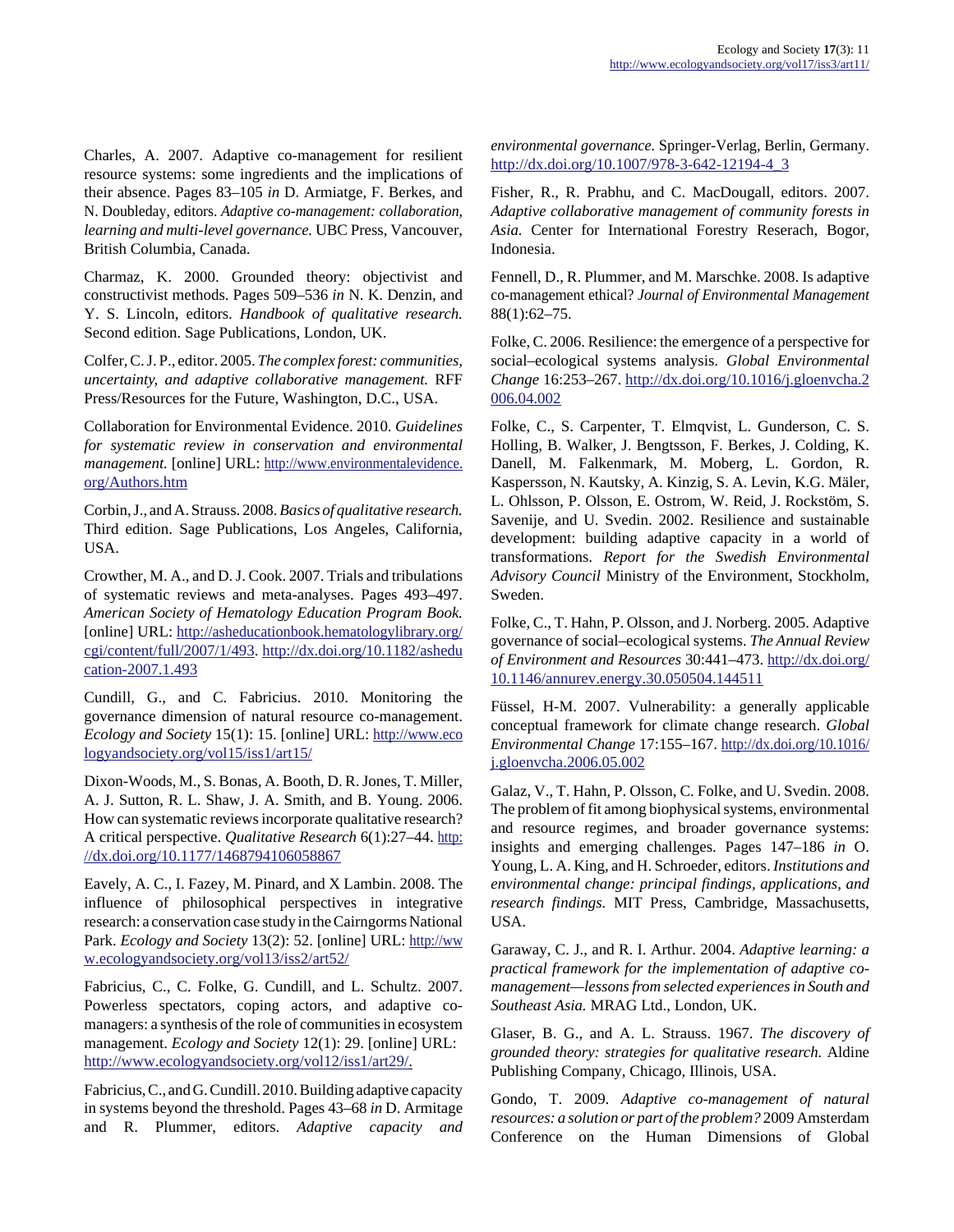Charles, A. 2007. Adaptive co-management for resilient resource systems: some ingredients and the implications of their absence. Pages 83–105 *in* D. Armiatge, F. Berkes, and N. Doubleday, editors. *Adaptive co-management: collaboration, learning and multi-level governance.* UBC Press, Vancouver, British Columbia, Canada.

Charmaz, K. 2000. Grounded theory: objectivist and constructivist methods. Pages 509–536 *in* N. K. Denzin, and Y. S. Lincoln, editors. *Handbook of qualitative research.* Second edition. Sage Publications, London, UK.

Colfer, C. J. P., editor. 2005. *The complex forest: communities, uncertainty, and adaptive collaborative management.* RFF Press/Resources for the Future, Washington, D.C., USA.

Collaboration for Environmental Evidence. 2010. *Guidelines for systematic review in conservation and environmental management.* [online] URL: http://www.environmentalevidence.org/Authors.htm

Corbin, J., and A. Strauss. 2008. *Basics of qualitative research.* Third edition. Sage Publications, Los Angeles, California, USA.

Crowther, M. A., and D. J. Cook. 2007. Trials and tribulations of systematic reviews and meta-analyses. Pages 493–497. *American Society of Hematology Education Program Book.* [online] URL: http://asheducationbook.hematologylibrary.org/cgi/content/full/2007/1/493. http://dx.doi.org/10.1182/asheducation-2007.1.493

Cundill, G., and C. Fabricius. 2010. Monitoring the governance dimension of natural resource co-management. *Ecology and Society* 15(1): 15. [online] URL: http://www.ecologyandsociety.org/vol15/iss1/art15/

Dixon-Woods, M., S. Bonas, A. Booth, D. R. Jones, T. Miller, A. J. Sutton, R. L. Shaw, J. A. Smith, and B. Young. 2006. How can systematic reviews incorporate qualitative research? A critical perspective. *Qualitative Research* 6(1):27–44. http://dx.doi.org/10.1177/1468794106058867

Eavely, A. C., I. Fazey, M. Pinard, and X Lambin. 2008. The influence of philosophical perspectives in integrative research: a conservation case study in the Cairngorms National Park. *Ecology and Society* 13(2): 52. [online] URL: http://www.ecologyandsociety.org/vol13/iss2/art52/

Fabricius, C., C. Folke, G. Cundill, and L. Schultz. 2007. Powerless spectators, coping actors, and adaptive co-managers: a synthesis of the role of communities in ecosystem management. *Ecology and Society* 12(1): 29. [online] URL: http://www.ecologyandsociety.org/vol12/iss1/art29/.

Fabricius, C., and G. Cundill. 2010. Building adaptive capacity in systems beyond the threshold. Pages 43–68 *in* D. Armitage and R. Plummer, editors. *Adaptive capacity and environmental governance.* Springer-Verlag, Berlin, Germany. http://dx.doi.org/10.1007/978-3-642-12194-4_3

Fisher, R., R. Prabhu, and C. MacDougall, editors. 2007. *Adaptive collaborative management of community forests in Asia.* Center for International Forestry Reserach, Bogor, Indonesia.

Fennell, D., R. Plummer, and M. Marschke. 2008. Is adaptive co-management ethical? *Journal of Environmental Management* 88(1):62–75.

Folke, C. 2006. Resilience: the emergence of a perspective for social–ecological systems analysis. *Global Environmental Change* 16:253–267. http://dx.doi.org/10.1016/j.gloenvcha.2006.04.002

Folke, C., S. Carpenter, T. Elmqvist, L. Gunderson, C. S. Holling, B. Walker, J. Bengtsson, F. Berkes, J. Colding, K. Danell, M. Falkenmark, M. Moberg, L. Gordon, R. Kaspersson, N. Kautsky, A. Kinzig, S. A. Levin, K.G. Mäler, L. Ohlsson, P. Olsson, E. Ostrom, W. Reid, J. Rockstöm, S. Savenije, and U. Svedin. 2002. Resilience and sustainable development: building adaptive capacity in a world of transformations. *Report for the Swedish Environmental Advisory Council* Ministry of the Environment, Stockholm, Sweden.

Folke, C., T. Hahn, P. Olsson, and J. Norberg. 2005. Adaptive governance of social–ecological systems. *The Annual Review of Environment and Resources* 30:441–473. http://dx.doi.org/10.1146/annurev.energy.30.050504.144511

Füssel, H-M. 2007. Vulnerability: a generally applicable conceptual framework for climate change research. *Global Environmental Change* 17:155–167. http://dx.doi.org/10.1016/j.gloenvcha.2006.05.002

Galaz, V., T. Hahn, P. Olsson, C. Folke, and U. Svedin. 2008. The problem of fit among biophysical systems, environmental and resource regimes, and broader governance systems: insights and emerging challenges. Pages 147–186 *in* O. Young, L. A. King, and H. Schroeder, editors. *Institutions and environmental change: principal findings, applications, and research findings.* MIT Press, Cambridge, Massachusetts, USA.

Garaway, C. J., and R. I. Arthur. 2004. *Adaptive learning: a practical framework for the implementation of adaptive co-management—lessons from selected experiences in South and Southeast Asia.* MRAG Ltd., London, UK.

Glaser, B. G., and A. L. Strauss. 1967. *The discovery of grounded theory: strategies for qualitative research.* Aldine Publishing Company, Chicago, Illinois, USA.

Gondo, T. 2009. *Adaptive co-management of natural resources: a solution or part of the problem?* 2009 Amsterdam Conference on the Human Dimensions of Global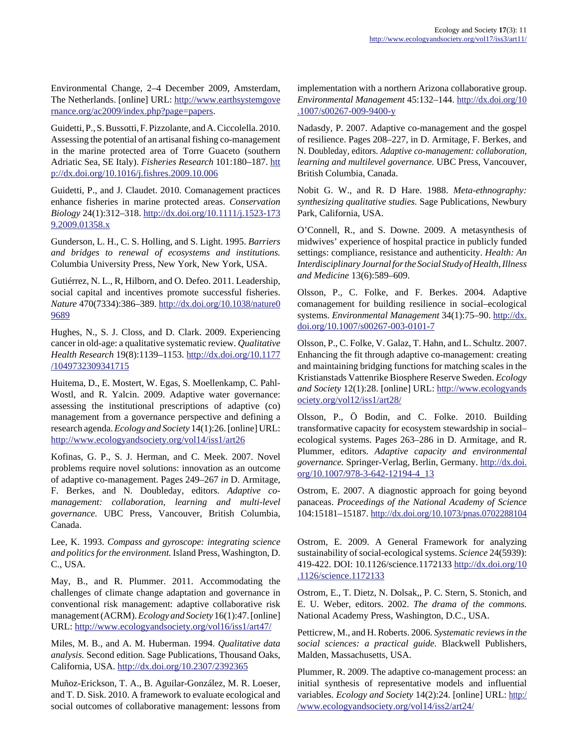Environmental Change, 2–4 December 2009, Amsterdam, The Netherlands. [online] URL: http://www.earthsystemgovernance.org/ac2009/index.php?page=papers.

Guidetti, P., S. Bussotti, F. Pizzolante, and A. Ciccolella. 2010. Assessing the potential of an artisanal fishing co-management in the marine protected area of Torre Guaceto (southern Adriatic Sea, SE Italy). *Fisheries Research* 101:180–187. http://dx.doi.org/10.1016/j.fishres.2009.10.006

Guidetti, P., and J. Claudet. 2010. Comanagement practices enhance fisheries in marine protected areas. *Conservation Biology* 24(1):312–318. http://dx.doi.org/10.1111/j.1523-1739.2009.01358.x

Gunderson, L. H., C. S. Holling, and S. Light. 1995. *Barriers and bridges to renewal of ecosystems and institutions.* Columbia University Press, New York, New York, USA.

Gutiérrez, N. L., R, Hilborn, and O. Defeo. 2011. Leadership, social capital and incentives promote successful fisheries. *Nature* 470(7334):386–389. http://dx.doi.org/10.1038/nature09689

Hughes, N., S. J. Closs, and D. Clark. 2009. Experiencing cancer in old-age: a qualitative systematic review. *Qualitative Health Research* 19(8):1139–1153. http://dx.doi.org/10.1177/1049732309341715

Huitema, D., E. Mostert, W. Egas, S. Moellenkamp, C. Pahl-Wostl, and R. Yalcin. 2009. Adaptive water governance: assessing the institutional prescriptions of adaptive (co) management from a governance perspective and defining a research agenda. *Ecology and Society* 14(1):26. [online] URL: http://www.ecologyandsociety.org/vol14/iss1/art26

Kofinas, G. P., S. J. Herman, and C. Meek. 2007. Novel problems require novel solutions: innovation as an outcome of adaptive co-management. Pages 249–267 *in* D. Armitage, F. Berkes, and N. Doubleday, editors. *Adaptive co-management: collaboration, learning and multi-level governance.* UBC Press, Vancouver, British Columbia, Canada.

Lee, K. 1993. *Compass and gyroscope: integrating science and politics for the environment.* Island Press, Washington, D. C., USA.

May, B., and R. Plummer. 2011. Accommodating the challenges of climate change adaptation and governance in conventional risk management: adaptive collaborative risk management (ACRM). *Ecology and Society* 16(1):47. [online] URL: http://www.ecologyandsociety.org/vol16/iss1/art47/

Miles, M. B., and A. M. Huberman. 1994. *Qualitative data analysis.* Second edition. Sage Publications, Thousand Oaks, California, USA. http://dx.doi.org/10.2307/2392365

Muñoz-Erickson, T. A., B. Aguilar-González, M. R. Loeser, and T. D. Sisk. 2010. A framework to evaluate ecological and social outcomes of collaborative management: lessons from implementation with a northern Arizona collaborative group. *Environmental Management* 45:132–144. http://dx.doi.org/10.1007/s00267-009-9400-y

Nadasdy, P. 2007. Adaptive co-management and the gospel of resilience. Pages 208–227, in D. Armitage, F. Berkes, and N. Doubleday, editors. *Adaptive co-management: collaboration, learning and multilevel governance.* UBC Press, Vancouver, British Columbia, Canada.

Nobit G. W., and R. D Hare. 1988. *Meta-ethnography: synthesizing qualitative studies.* Sage Publications, Newbury Park, California, USA.

O'Connell, R., and S. Downe. 2009. A metasynthesis of midwives' experience of hospital practice in publicly funded settings: compliance, resistance and authenticity. *Health: An Interdisciplinary Journal for the Social Study of Health, Illness and Medicine* 13(6):589–609.

Olsson, P., C. Folke, and F. Berkes. 2004. Adaptive comanagement for building resilience in social–ecological systems. *Environmental Management* 34(1):75–90. http://dx.doi.org/10.1007/s00267-003-0101-7

Olsson, P., C. Folke, V. Galaz, T. Hahn, and L. Schultz. 2007. Enhancing the fit through adaptive co-management: creating and maintaining bridging functions for matching scales in the Kristianstads Vattenrike Biosphere Reserve Sweden. *Ecology and Society* 12(1):28. [online] URL: http://www.ecologyandsociety.org/vol12/iss1/art28/

Olsson, P., Ö Bodin, and C. Folke. 2010. Building transformative capacity for ecosystem stewardship in social–ecological systems. Pages 263–286 in D. Armitage, and R. Plummer, editors. *Adaptive capacity and environmental governance.* Springer-Verlag, Berlin, Germany. http://dx.doi.org/10.1007/978-3-642-12194-4_13

Ostrom, E. 2007. A diagnostic approach for going beyond panaceas. *Proceedings of the National Academy of Science* 104:15181–15187. http://dx.doi.org/10.1073/pnas.0702288104

Ostrom, E. 2009. A General Framework for analyzing sustainability of social-ecological systems. *Science* 24(5939): 419-422. DOI: 10.1126/science.1172133 http://dx.doi.org/10.1126/science.1172133

Ostrom, E., T. Dietz, N. Dolsak,, P. C. Stern, S. Stonich, and E. U. Weber, editors. 2002. *The drama of the commons.* National Academy Press, Washington, D.C., USA.

Petticrew, M., and H. Roberts. 2006. *Systematic reviews in the social sciences: a practical guide.* Blackwell Publishers, Malden, Massachusetts, USA.

Plummer, R. 2009. The adaptive co-management process: an initial synthesis of representative models and influential variables. *Ecology and Society* 14(2):24. [online] URL: http://www.ecologyandsociety.org/vol14/iss2/art24/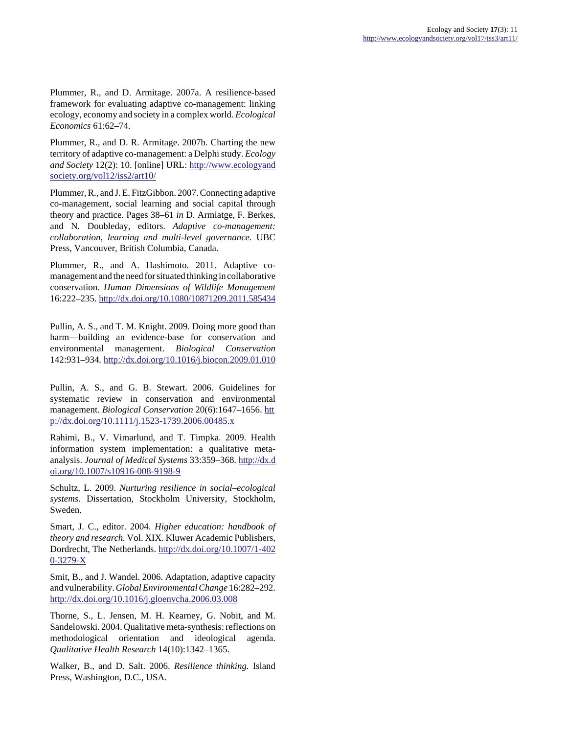Plummer, R., and D. Armitage. 2007a. A resilience-based framework for evaluating adaptive co-management: linking ecology, economy and society in a complex world. *Ecological Economics* 61:62–74.

Plummer, R., and D. R. Armitage. 2007b. Charting the new territory of adaptive co-management: a Delphi study. *Ecology and Society* 12(2): 10. [online] URL: http://www.ecologyandsociety.org/vol12/iss2/art10/

Plummer, R., and J. E. FitzGibbon. 2007. Connecting adaptive co-management, social learning and social capital through theory and practice. Pages 38–61 *in* D. Armiatge, F. Berkes, and N. Doubleday, editors. *Adaptive co-management: collaboration, learning and multi-level governance.* UBC Press, Vancouver, British Columbia, Canada.

Plummer, R., and A. Hashimoto. 2011. Adaptive co-management and the need for situated thinking in collaborative conservation. *Human Dimensions of Wildlife Management* 16:222–235. http://dx.doi.org/10.1080/10871209.2011.585434

Pullin, A. S., and T. M. Knight. 2009. Doing more good than harm—building an evidence-base for conservation and environmental management. *Biological Conservation* 142:931–934. http://dx.doi.org/10.1016/j.biocon.2009.01.010

Pullin, A. S., and G. B. Stewart. 2006. Guidelines for systematic review in conservation and environmental management. *Biological Conservation* 20(6):1647–1656. http://dx.doi.org/10.1111/j.1523-1739.2006.00485.x

Rahimi, B., V. Vimarlund, and T. Timpka. 2009. Health information system implementation: a qualitative meta-analysis. *Journal of Medical Systems* 33:359–368. http://dx.doi.org/10.1007/s10916-008-9198-9

Schultz, L. 2009. *Nurturing resilience in social–ecological systems.* Dissertation, Stockholm University, Stockholm, Sweden.

Smart, J. C., editor. 2004. *Higher education: handbook of theory and research.* Vol. XIX. Kluwer Academic Publishers, Dordrecht, The Netherlands. http://dx.doi.org/10.1007/1-4020-3279-X

Smit, B., and J. Wandel. 2006. Adaptation, adaptive capacity and vulnerability. *Global Environmental Change* 16:282–292. http://dx.doi.org/10.1016/j.gloenvcha.2006.03.008

Thorne, S., L. Jensen, M. H. Kearney, G. Nobit, and M. Sandelowski. 2004. Qualitative meta-synthesis: reflections on methodological orientation and ideological agenda. *Qualitative Health Research* 14(10):1342–1365.

Walker, B., and D. Salt. 2006. *Resilience thinking.* Island Press, Washington, D.C., USA.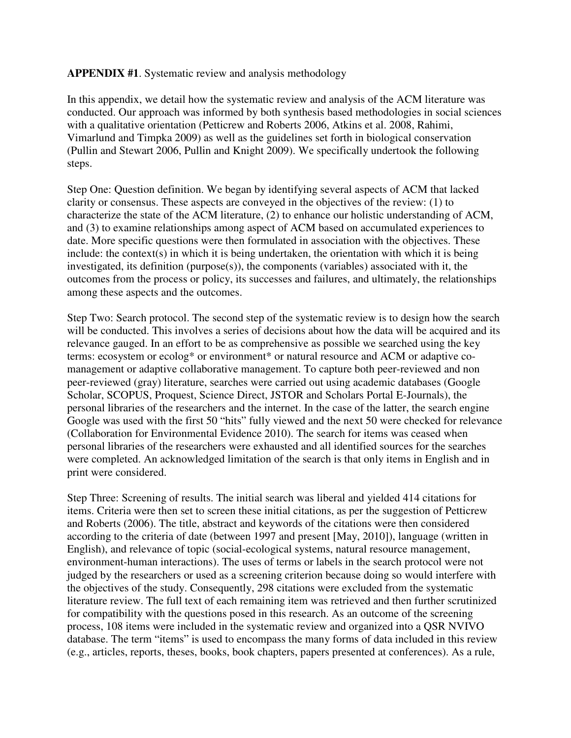**APPENDIX #1**. Systematic review and analysis methodology

In this appendix, we detail how the systematic review and analysis of the ACM literature was conducted. Our approach was informed by both synthesis based methodologies in social sciences with a qualitative orientation (Petticrew and Roberts 2006, Atkins et al. 2008, Rahimi, Vimarlund and Timpka 2009) as well as the guidelines set forth in biological conservation (Pullin and Stewart 2006, Pullin and Knight 2009). We specifically undertook the following steps.

Step One: Question definition. We began by identifying several aspects of ACM that lacked clarity or consensus. These aspects are conveyed in the objectives of the review: (1) to characterize the state of the ACM literature, (2) to enhance our holistic understanding of ACM, and (3) to examine relationships among aspect of ACM based on accumulated experiences to date. More specific questions were then formulated in association with the objectives. These include: the context(s) in which it is being undertaken, the orientation with which it is being investigated, its definition (purpose(s)), the components (variables) associated with it, the outcomes from the process or policy, its successes and failures, and ultimately, the relationships among these aspects and the outcomes.

Step Two: Search protocol. The second step of the systematic review is to design how the search will be conducted. This involves a series of decisions about how the data will be acquired and its relevance gauged. In an effort to be as comprehensive as possible we searched using the key terms: ecosystem or ecolog* or environment* or natural resource and ACM or adaptive co-management or adaptive collaborative management. To capture both peer-reviewed and non peer-reviewed (gray) literature, searches were carried out using academic databases (Google Scholar, SCOPUS, Proquest, Science Direct, JSTOR and Scholars Portal E-Journals), the personal libraries of the researchers and the internet. In the case of the latter, the search engine Google was used with the first 50 "hits" fully viewed and the next 50 were checked for relevance (Collaboration for Environmental Evidence 2010). The search for items was ceased when personal libraries of the researchers were exhausted and all identified sources for the searches were completed. An acknowledged limitation of the search is that only items in English and in print were considered.

Step Three: Screening of results. The initial search was liberal and yielded 414 citations for items. Criteria were then set to screen these initial citations, as per the suggestion of Petticrew and Roberts (2006). The title, abstract and keywords of the citations were then considered according to the criteria of date (between 1997 and present [May, 2010]), language (written in English), and relevance of topic (social-ecological systems, natural resource management, environment-human interactions). The uses of terms or labels in the search protocol were not judged by the researchers or used as a screening criterion because doing so would interfere with the objectives of the study. Consequently, 298 citations were excluded from the systematic literature review. The full text of each remaining item was retrieved and then further scrutinized for compatibility with the questions posed in this research. As an outcome of the screening process, 108 items were included in the systematic review and organized into a QSR NVIVO database. The term "items" is used to encompass the many forms of data included in this review (e.g., articles, reports, theses, books, book chapters, papers presented at conferences). As a rule,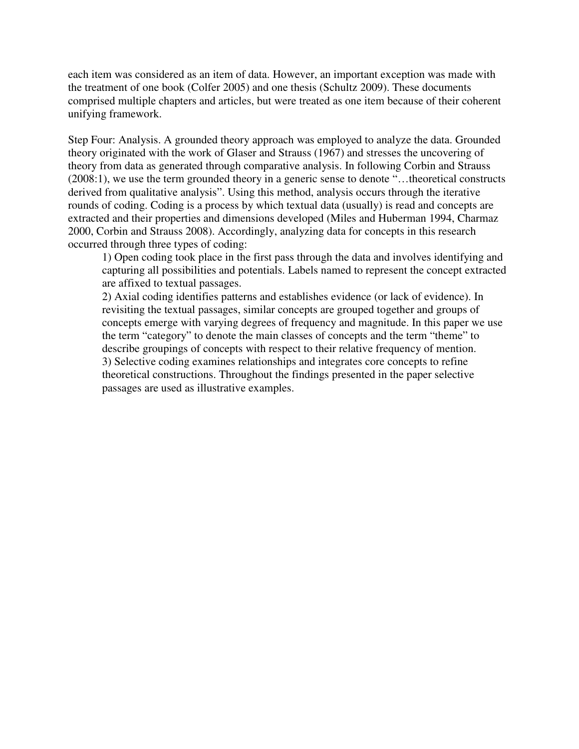each item was considered as an item of data. However, an important exception was made with the treatment of one book (Colfer 2005) and one thesis (Schultz 2009). These documents comprised multiple chapters and articles, but were treated as one item because of their coherent unifying framework.

Step Four: Analysis. A grounded theory approach was employed to analyze the data. Grounded theory originated with the work of Glaser and Strauss (1967) and stresses the uncovering of theory from data as generated through comparative analysis. In following Corbin and Strauss (2008:1), we use the term grounded theory in a generic sense to denote "…theoretical constructs derived from qualitative analysis". Using this method, analysis occurs through the iterative rounds of coding. Coding is a process by which textual data (usually) is read and concepts are extracted and their properties and dimensions developed (Miles and Huberman 1994, Charmaz 2000, Corbin and Strauss 2008). Accordingly, analyzing data for concepts in this research occurred through three types of coding:

1) Open coding took place in the first pass through the data and involves identifying and capturing all possibilities and potentials. Labels named to represent the concept extracted are affixed to textual passages.
2) Axial coding identifies patterns and establishes evidence (or lack of evidence). In revisiting the textual passages, similar concepts are grouped together and groups of concepts emerge with varying degrees of frequency and magnitude. In this paper we use the term "category" to denote the main classes of concepts and the term "theme" to describe groupings of concepts with respect to their relative frequency of mention.
3) Selective coding examines relationships and integrates core concepts to refine theoretical constructions. Throughout the findings presented in the paper selective passages are used as illustrative examples.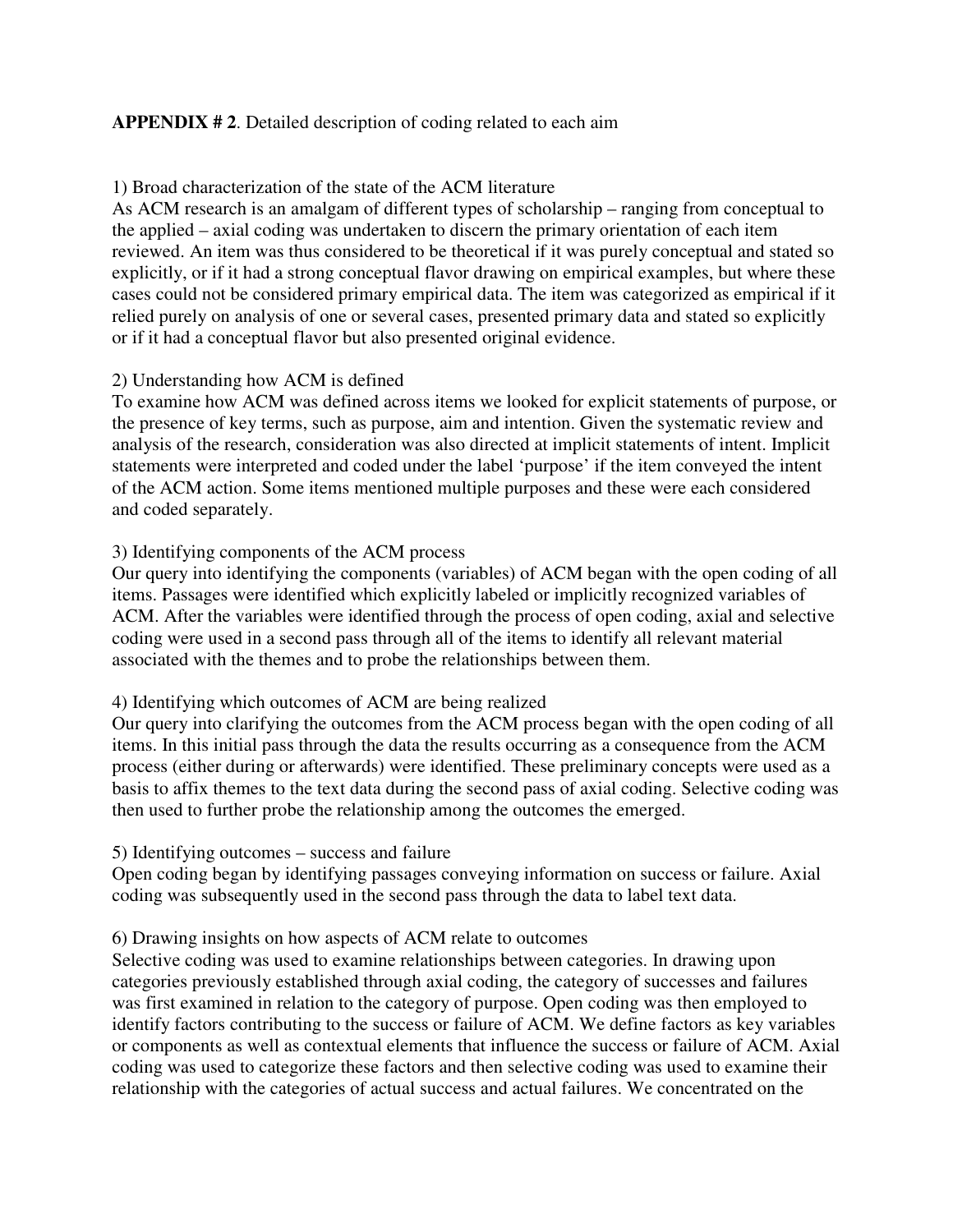**APPENDIX # 2**. Detailed description of coding related to each aim

1) Broad characterization of the state of the ACM literature
As ACM research is an amalgam of different types of scholarship – ranging from conceptual to the applied – axial coding was undertaken to discern the primary orientation of each item reviewed. An item was thus considered to be theoretical if it was purely conceptual and stated so explicitly, or if it had a strong conceptual flavor drawing on empirical examples, but where these cases could not be considered primary empirical data. The item was categorized as empirical if it relied purely on analysis of one or several cases, presented primary data and stated so explicitly or if it had a conceptual flavor but also presented original evidence.

2) Understanding how ACM is defined
To examine how ACM was defined across items we looked for explicit statements of purpose, or the presence of key terms, such as purpose, aim and intention. Given the systematic review and analysis of the research, consideration was also directed at implicit statements of intent. Implicit statements were interpreted and coded under the label 'purpose' if the item conveyed the intent of the ACM action. Some items mentioned multiple purposes and these were each considered and coded separately.

3) Identifying components of the ACM process
Our query into identifying the components (variables) of ACM began with the open coding of all items. Passages were identified which explicitly labeled or implicitly recognized variables of ACM. After the variables were identified through the process of open coding, axial and selective coding were used in a second pass through all of the items to identify all relevant material associated with the themes and to probe the relationships between them.

4) Identifying which outcomes of ACM are being realized
Our query into clarifying the outcomes from the ACM process began with the open coding of all items. In this initial pass through the data the results occurring as a consequence from the ACM process (either during or afterwards) were identified. These preliminary concepts were used as a basis to affix themes to the text data during the second pass of axial coding. Selective coding was then used to further probe the relationship among the outcomes the emerged.

5) Identifying outcomes – success and failure
Open coding began by identifying passages conveying information on success or failure. Axial coding was subsequently used in the second pass through the data to label text data.

6) Drawing insights on how aspects of ACM relate to outcomes
Selective coding was used to examine relationships between categories. In drawing upon categories previously established through axial coding, the category of successes and failures was first examined in relation to the category of purpose. Open coding was then employed to identify factors contributing to the success or failure of ACM. We define factors as key variables or components as well as contextual elements that influence the success or failure of ACM. Axial coding was used to categorize these factors and then selective coding was used to examine their relationship with the categories of actual success and actual failures. We concentrated on the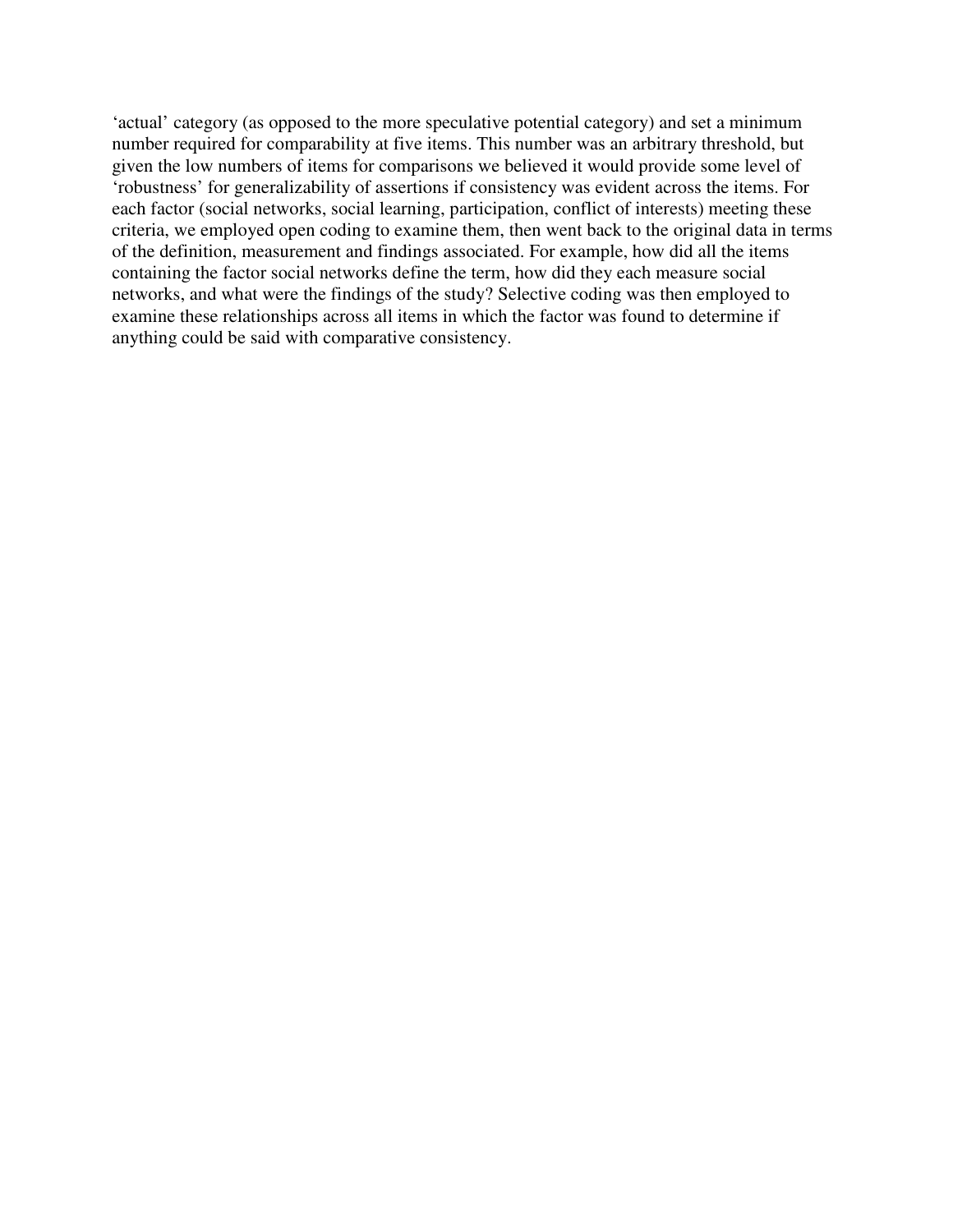‘actual’ category (as opposed to the more speculative potential category) and set a minimum number required for comparability at five items. This number was an arbitrary threshold, but given the low numbers of items for comparisons we believed it would provide some level of ‘robustness’ for generalizability of assertions if consistency was evident across the items. For each factor (social networks, social learning, participation, conflict of interests) meeting these criteria, we employed open coding to examine them, then went back to the original data in terms of the definition, measurement and findings associated. For example, how did all the items containing the factor social networks define the term, how did they each measure social networks, and what were the findings of the study? Selective coding was then employed to examine these relationships across all items in which the factor was found to determine if anything could be said with comparative consistency.